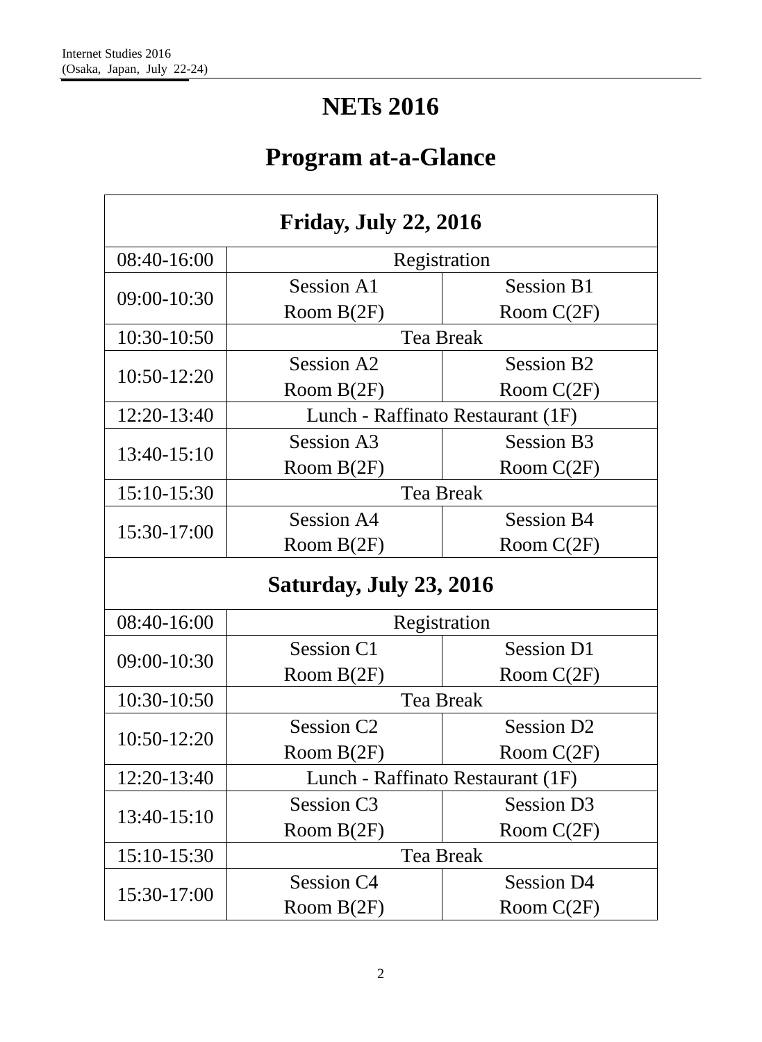# NETs 2016

## Program at-a-Glance

| Friday, July 22, 2016 | | |
|---|---|---|
| 08:40-16:00 | Registration | |
| 09:00-10:30 | Session A1<br>Room B(2F) | Session B1<br>Room C(2F) |
| 10:30-10:50 | Tea Break | |
| 10:50-12:20 | Session A2<br>Room B(2F) | Session B2<br>Room C(2F) |
| 12:20-13:40 | Lunch - Raffinato Restaurant (1F) | |
| 13:40-15:10 | Session A3<br>Room B(2F) | Session B3<br>Room C(2F) |
| 15:10-15:30 | Tea Break | |
| 15:30-17:00 | Session A4<br>Room B(2F) | Session B4<br>Room C(2F) |
| **Saturday, July 23, 2016** | | |
| 08:40-16:00 | Registration | |
| 09:00-10:30 | Session C1<br>Room B(2F) | Session D1<br>Room C(2F) |
| 10:30-10:50 | Tea Break | |
| 10:50-12:20 | Session C2<br>Room B(2F) | Session D2<br>Room C(2F) |
| 12:20-13:40 | Lunch - Raffinato Restaurant (1F) | |
| 13:40-15:10 | Session C3<br>Room B(2F) | Session D3<br>Room C(2F) |
| 15:10-15:30 | Tea Break | |
| 15:30-17:00 | Session C4<br>Room B(2F) | Session D4<br>Room C(2F) |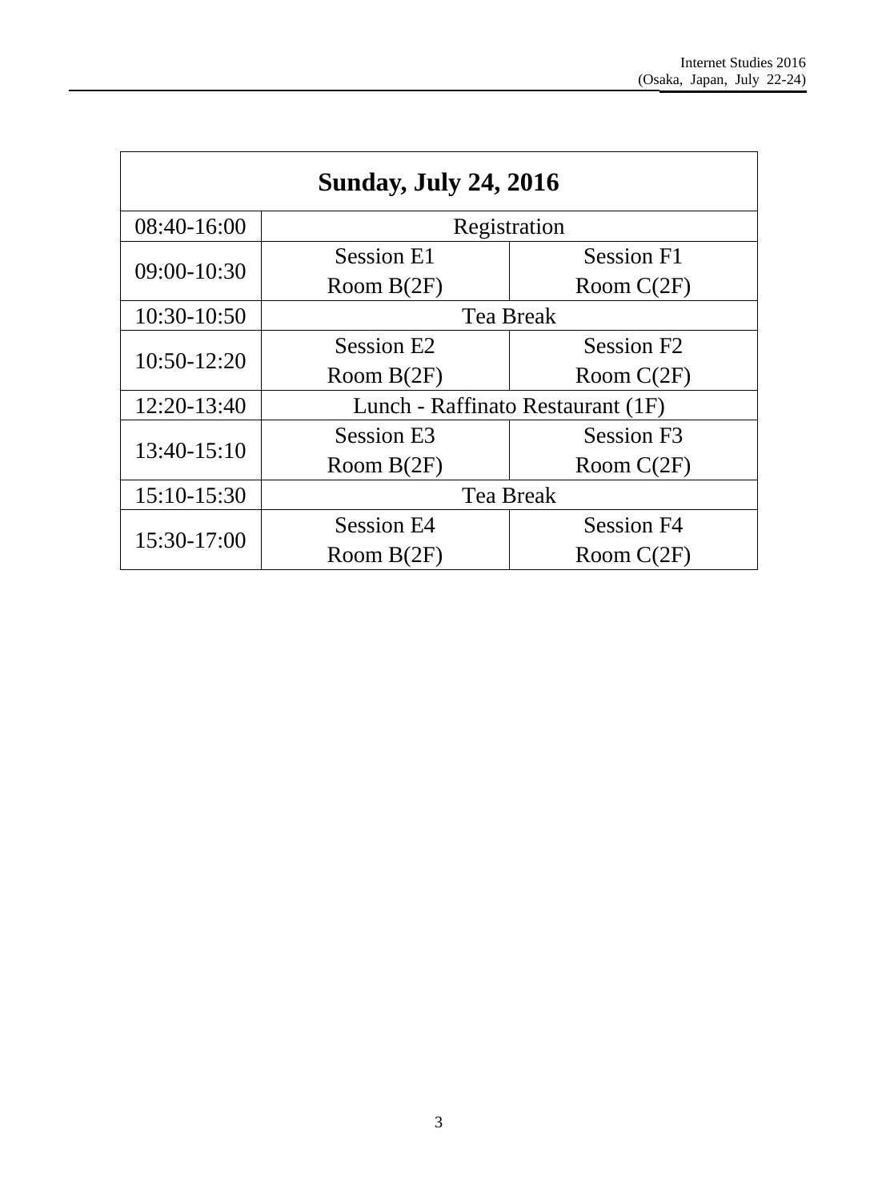| Sunday, July 24, 2016 | | |
|---|---|---|
| 08:40-16:00 | Registration | |
| 09:00-10:30 | Session E1<br>Room B(2F) | Session F1<br>Room C(2F) |
| 10:30-10:50 | Tea Break | |
| 10:50-12:20 | Session E2<br>Room B(2F) | Session F2<br>Room C(2F) |
| 12:20-13:40 | Lunch - Raffinato Restaurant (1F) | |
| 13:40-15:10 | Session E3<br>Room B(2F) | Session F3<br>Room C(2F) |
| 15:10-15:30 | Tea Break | |
| 15:30-17:00 | Session E4<br>Room B(2F) | Session F4<br>Room C(2F) |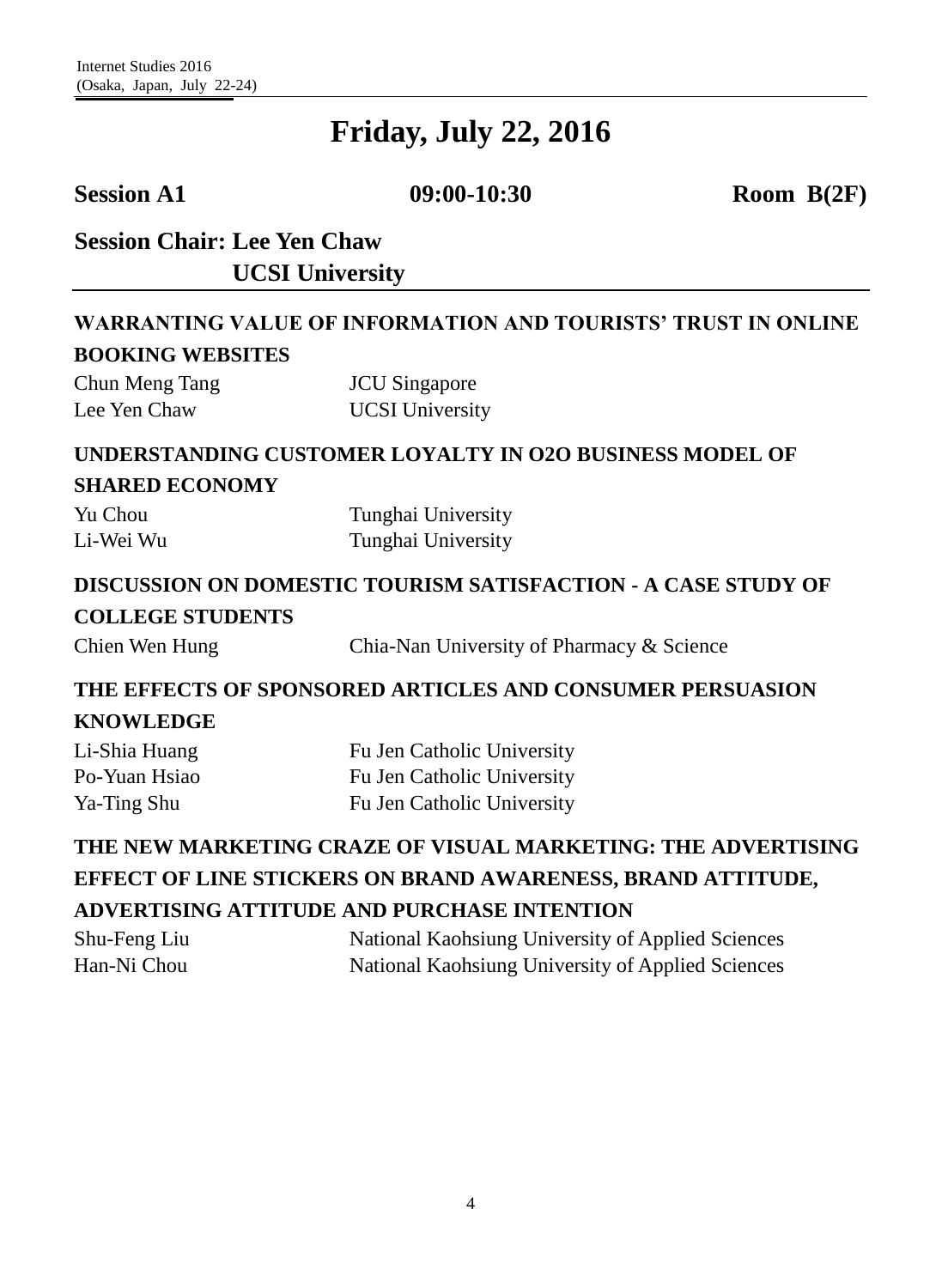# Friday, July 22, 2016

**Session A1** **09:00-10:30** **Room B(2F)**

**Session Chair: Lee Yen Chaw**
**UCSI University**

### WARRANTING VALUE OF INFORMATION AND TOURISTS' TRUST IN ONLINE BOOKING WEBSITES

Chun Meng Tang — JCU Singapore
Lee Yen Chaw — UCSI University

### UNDERSTANDING CUSTOMER LOYALTY IN O2O BUSINESS MODEL OF SHARED ECONOMY

Yu Chou — Tunghai University
Li-Wei Wu — Tunghai University

### DISCUSSION ON DOMESTIC TOURISM SATISFACTION - A CASE STUDY OF COLLEGE STUDENTS

Chien Wen Hung — Chia-Nan University of Pharmacy & Science

### THE EFFECTS OF SPONSORED ARTICLES AND CONSUMER PERSUASION KNOWLEDGE

Li-Shia Huang — Fu Jen Catholic University
Po-Yuan Hsiao — Fu Jen Catholic University
Ya-Ting Shu — Fu Jen Catholic University

### THE NEW MARKETING CRAZE OF VISUAL MARKETING: THE ADVERTISING EFFECT OF LINE STICKERS ON BRAND AWARENESS, BRAND ATTITUDE, ADVERTISING ATTITUDE AND PURCHASE INTENTION

Shu-Feng Liu — National Kaohsiung University of Applied Sciences
Han-Ni Chou — National Kaohsiung University of Applied Sciences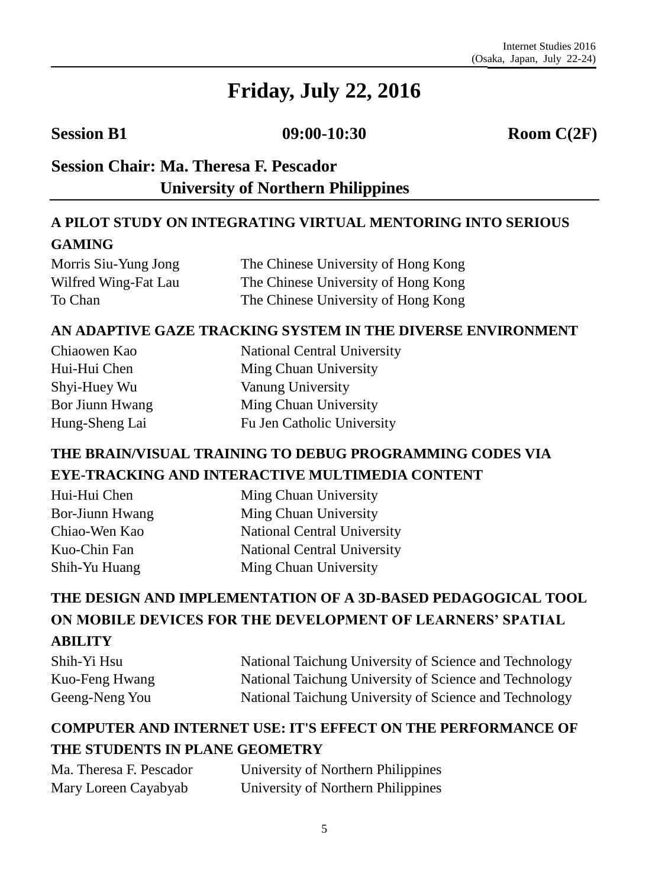# Friday, July 22, 2016

**Session B1** **09:00-10:30** **Room C(2F)**

## Session Chair: Ma. Theresa F. Pescador
## University of Northern Philippines

### A PILOT STUDY ON INTEGRATING VIRTUAL MENTORING INTO SERIOUS GAMING

| | |
|---|---|
| Morris Siu-Yung Jong | The Chinese University of Hong Kong |
| Wilfred Wing-Fat Lau | The Chinese University of Hong Kong |
| To Chan | The Chinese University of Hong Kong |

### AN ADAPTIVE GAZE TRACKING SYSTEM IN THE DIVERSE ENVIRONMENT

| | |
|---|---|
| Chiaowen Kao | National Central University |
| Hui-Hui Chen | Ming Chuan University |
| Shyi-Huey Wu | Vanung University |
| Bor Jiunn Hwang | Ming Chuan University |
| Hung-Sheng Lai | Fu Jen Catholic University |

### THE BRAIN/VISUAL TRAINING TO DEBUG PROGRAMMING CODES VIA EYE-TRACKING AND INTERACTIVE MULTIMEDIA CONTENT

| | |
|---|---|
| Hui-Hui Chen | Ming Chuan University |
| Bor-Jiunn Hwang | Ming Chuan University |
| Chiao-Wen Kao | National Central University |
| Kuo-Chin Fan | National Central University |
| Shih-Yu Huang | Ming Chuan University |

### THE DESIGN AND IMPLEMENTATION OF A 3D-BASED PEDAGOGICAL TOOL ON MOBILE DEVICES FOR THE DEVELOPMENT OF LEARNERS' SPATIAL ABILITY

| | |
|---|---|
| Shih-Yi Hsu | National Taichung University of Science and Technology |
| Kuo-Feng Hwang | National Taichung University of Science and Technology |
| Geeng-Neng You | National Taichung University of Science and Technology |

### COMPUTER AND INTERNET USE: IT'S EFFECT ON THE PERFORMANCE OF THE STUDENTS IN PLANE GEOMETRY

| | |
|---|---|
| Ma. Theresa F. Pescador | University of Northern Philippines |
| Mary Loreen Cayabyab | University of Northern Philippines |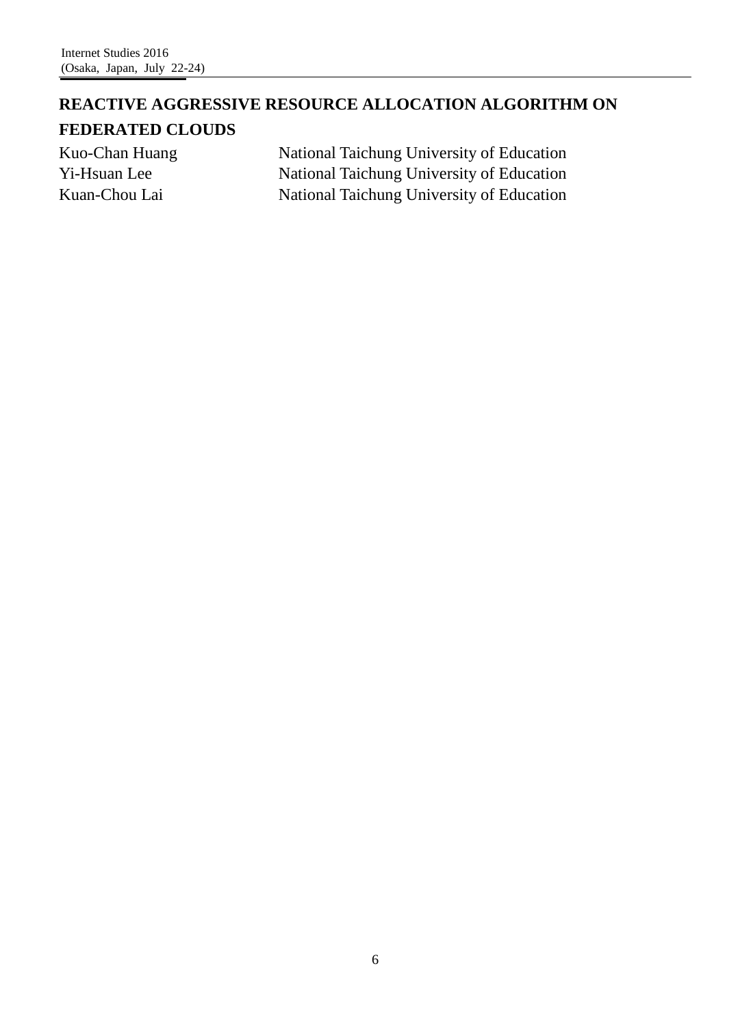# REACTIVE AGGRESSIVE RESOURCE ALLOCATION ALGORITHM ON FEDERATED CLOUDS

| | |
|---|---|
| Kuo-Chan Huang | National Taichung University of Education |
| Yi-Hsuan Lee | National Taichung University of Education |
| Kuan-Chou Lai | National Taichung University of Education |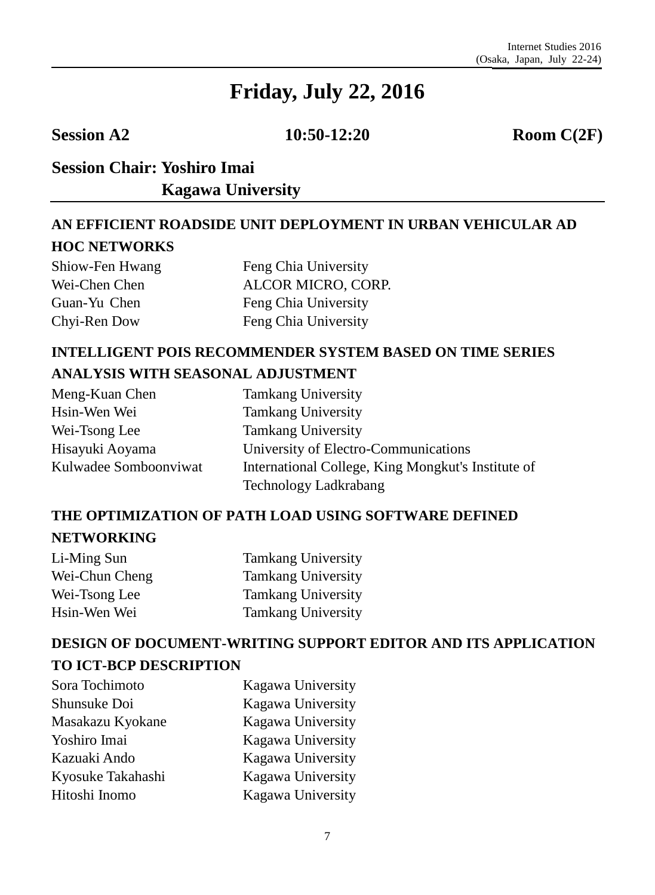# Friday, July 22, 2016

**Session A2** 10:50-12:20 **Room C(2F)**

**Session Chair: Yoshiro Imai**
**Kagawa University**

---

### AN EFFICIENT ROADSIDE UNIT DEPLOYMENT IN URBAN VEHICULAR AD HOC NETWORKS

| | |
|---|---|
| Shiow-Fen Hwang | Feng Chia University |
| Wei-Chen Chen | ALCOR MICRO, CORP. |
| Guan-Yu Chen | Feng Chia University |
| Chyi-Ren Dow | Feng Chia University |

### INTELLIGENT POIS RECOMMENDER SYSTEM BASED ON TIME SERIES ANALYSIS WITH SEASONAL ADJUSTMENT

| | |
|---|---|
| Meng-Kuan Chen | Tamkang University |
| Hsin-Wen Wei | Tamkang University |
| Wei-Tsong Lee | Tamkang University |
| Hisayuki Aoyama | University of Electro-Communications |
| Kulwadee Somboonviwat | International College, King Mongkut's Institute of Technology Ladkrabang |

### THE OPTIMIZATION OF PATH LOAD USING SOFTWARE DEFINED NETWORKING

| | |
|---|---|
| Li-Ming Sun | Tamkang University |
| Wei-Chun Cheng | Tamkang University |
| Wei-Tsong Lee | Tamkang University |
| Hsin-Wen Wei | Tamkang University |

### DESIGN OF DOCUMENT-WRITING SUPPORT EDITOR AND ITS APPLICATION TO ICT-BCP DESCRIPTION

| | |
|---|---|
| Sora Tochimoto | Kagawa University |
| Shunsuke Doi | Kagawa University |
| Masakazu Kyokane | Kagawa University |
| Yoshiro Imai | Kagawa University |
| Kazuaki Ando | Kagawa University |
| Kyosuke Takahashi | Kagawa University |
| Hitoshi Inomo | Kagawa University |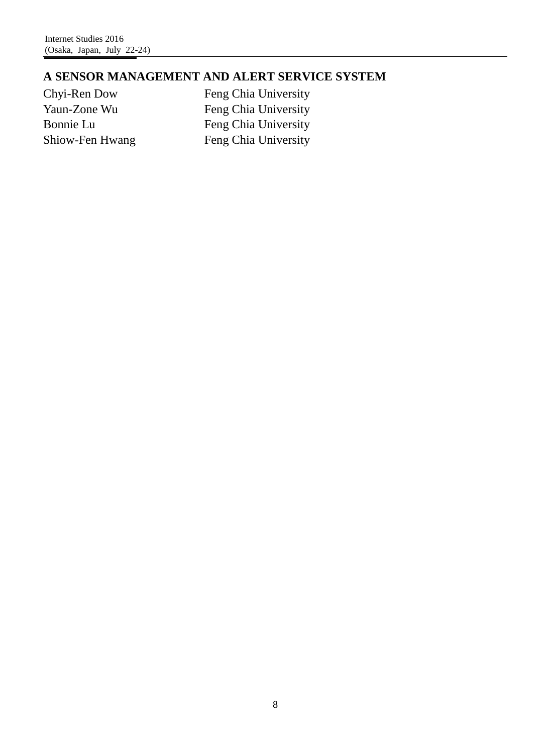# A SENSOR MANAGEMENT AND ALERT SERVICE SYSTEM

| | |
|---|---|
| Chyi-Ren Dow | Feng Chia University |
| Yaun-Zone Wu | Feng Chia University |
| Bonnie Lu | Feng Chia University |
| Shiow-Fen Hwang | Feng Chia University |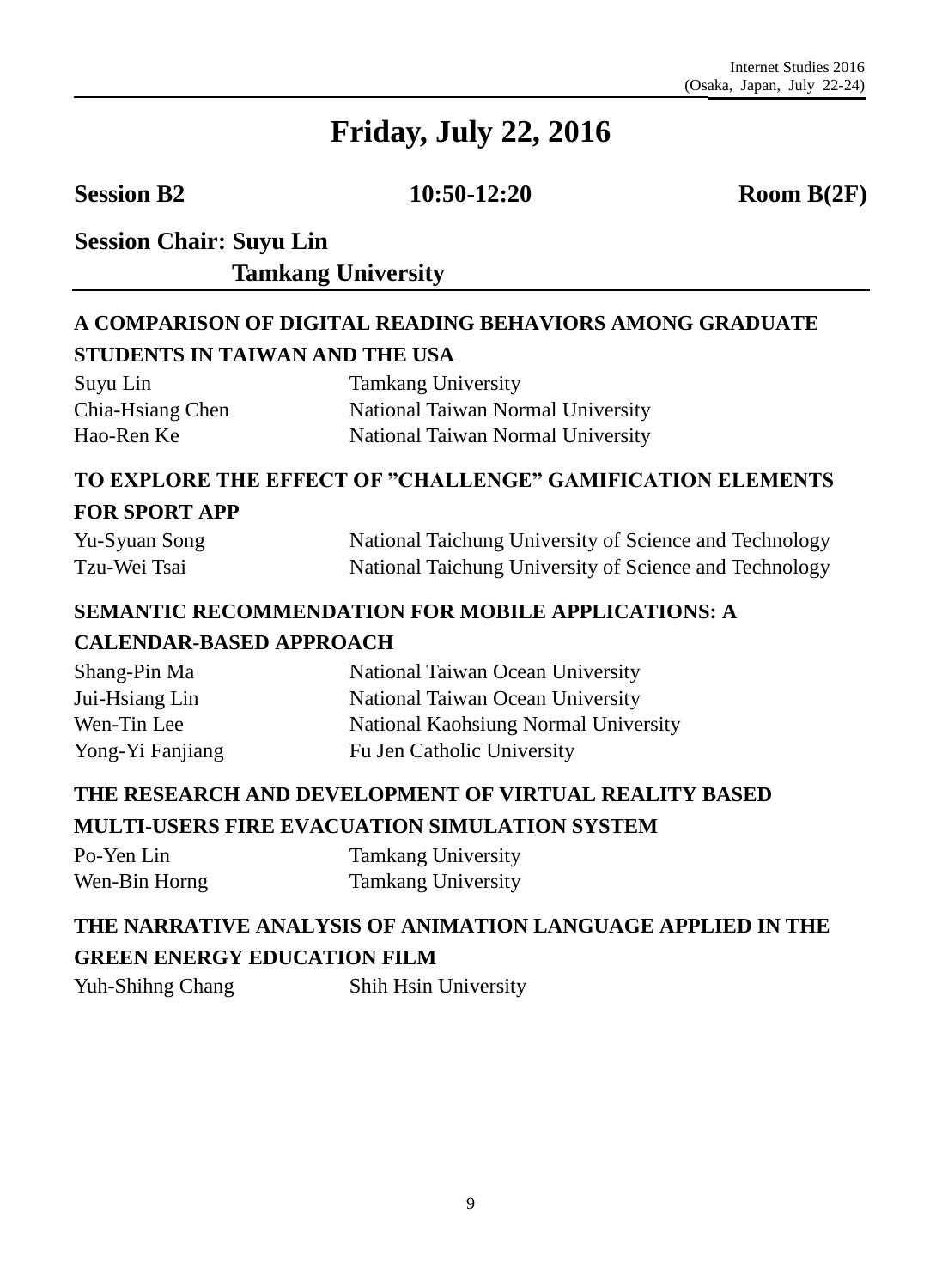# Friday, July 22, 2016

**Session B2** **10:50-12:20** **Room B(2F)**

**Session Chair: Suyu Lin**
**Tamkang University**

### A COMPARISON OF DIGITAL READING BEHAVIORS AMONG GRADUATE STUDENTS IN TAIWAN AND THE USA

Suyu Lin — Tamkang University
Chia-Hsiang Chen — National Taiwan Normal University
Hao-Ren Ke — National Taiwan Normal University

### TO EXPLORE THE EFFECT OF ”CHALLENGE” GAMIFICATION ELEMENTS FOR SPORT APP

Yu-Syuan Song — National Taichung University of Science and Technology
Tzu-Wei Tsai — National Taichung University of Science and Technology

### SEMANTIC RECOMMENDATION FOR MOBILE APPLICATIONS: A CALENDAR-BASED APPROACH

Shang-Pin Ma — National Taiwan Ocean University
Jui-Hsiang Lin — National Taiwan Ocean University
Wen-Tin Lee — National Kaohsiung Normal University
Yong-Yi Fanjiang — Fu Jen Catholic University

### THE RESEARCH AND DEVELOPMENT OF VIRTUAL REALITY BASED MULTI-USERS FIRE EVACUATION SIMULATION SYSTEM

Po-Yen Lin — Tamkang University
Wen-Bin Horng — Tamkang University

### THE NARRATIVE ANALYSIS OF ANIMATION LANGUAGE APPLIED IN THE GREEN ENERGY EDUCATION FILM

Yuh-Shihng Chang — Shih Hsin University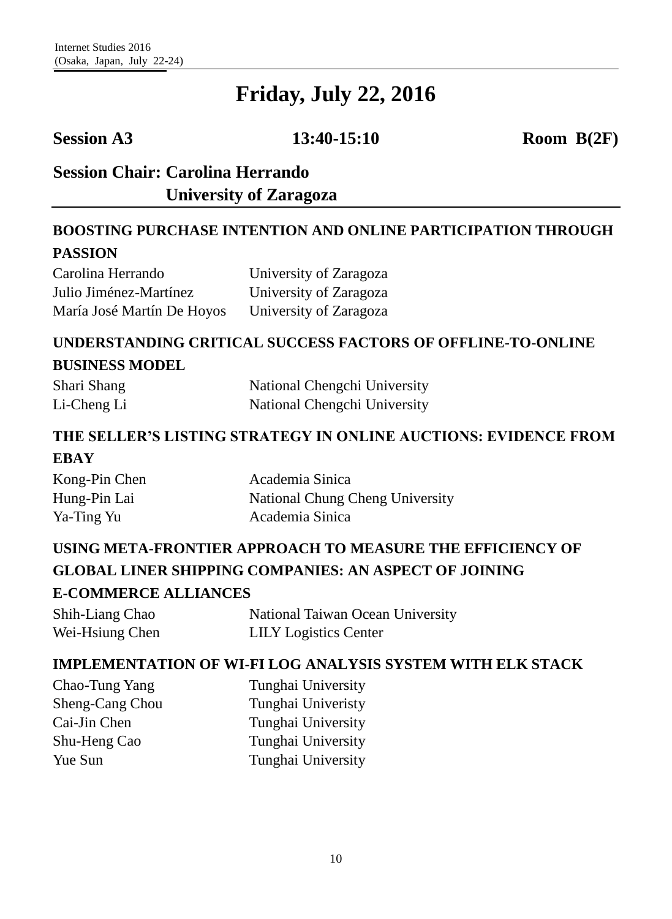# Friday, July 22, 2016

**Session A3** **13:40-15:10** **Room B(2F)**

**Session Chair: Carolina Herrando**
**University of Zaragoza**

### BOOSTING PURCHASE INTENTION AND ONLINE PARTICIPATION THROUGH PASSION

Carolina Herrando University of Zaragoza
Julio Jiménez-Martínez University of Zaragoza
María José Martín De Hoyos University of Zaragoza

### UNDERSTANDING CRITICAL SUCCESS FACTORS OF OFFLINE-TO-ONLINE BUSINESS MODEL

Shari Shang National Chengchi University
Li-Cheng Li National Chengchi University

### THE SELLER'S LISTING STRATEGY IN ONLINE AUCTIONS: EVIDENCE FROM EBAY

Kong-Pin Chen Academia Sinica
Hung-Pin Lai National Chung Cheng University
Ya-Ting Yu Academia Sinica

### USING META-FRONTIER APPROACH TO MEASURE THE EFFICIENCY OF GLOBAL LINER SHIPPING COMPANIES: AN ASPECT OF JOINING E-COMMERCE ALLIANCES

Shih-Liang Chao National Taiwan Ocean University
Wei-Hsiung Chen LILY Logistics Center

### IMPLEMENTATION OF WI-FI LOG ANALYSIS SYSTEM WITH ELK STACK

Chao-Tung Yang Tunghai University
Sheng-Cang Chou Tunghai Univeristy
Cai-Jin Chen Tunghai University
Shu-Heng Cao Tunghai University
Yue Sun Tunghai University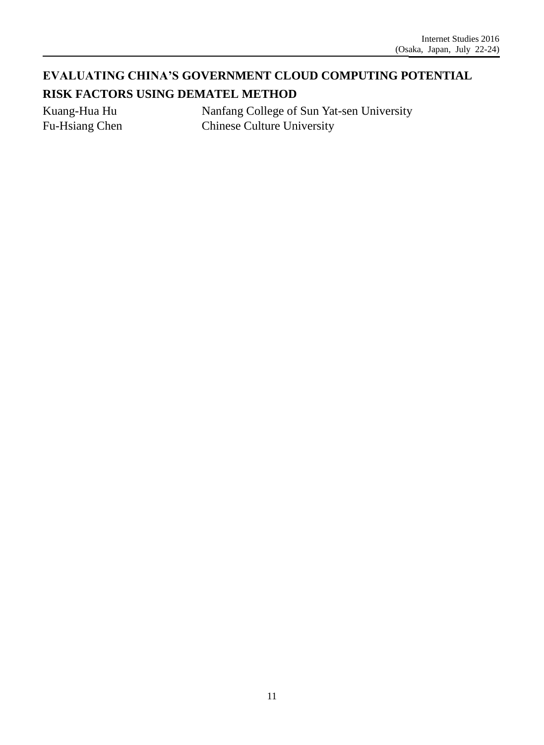# EVALUATING CHINA'S GOVERNMENT CLOUD COMPUTING POTENTIAL RISK FACTORS USING DEMATEL METHOD

Kuang-Hua Hu — Nanfang College of Sun Yat-sen University

Fu-Hsiang Chen — Chinese Culture University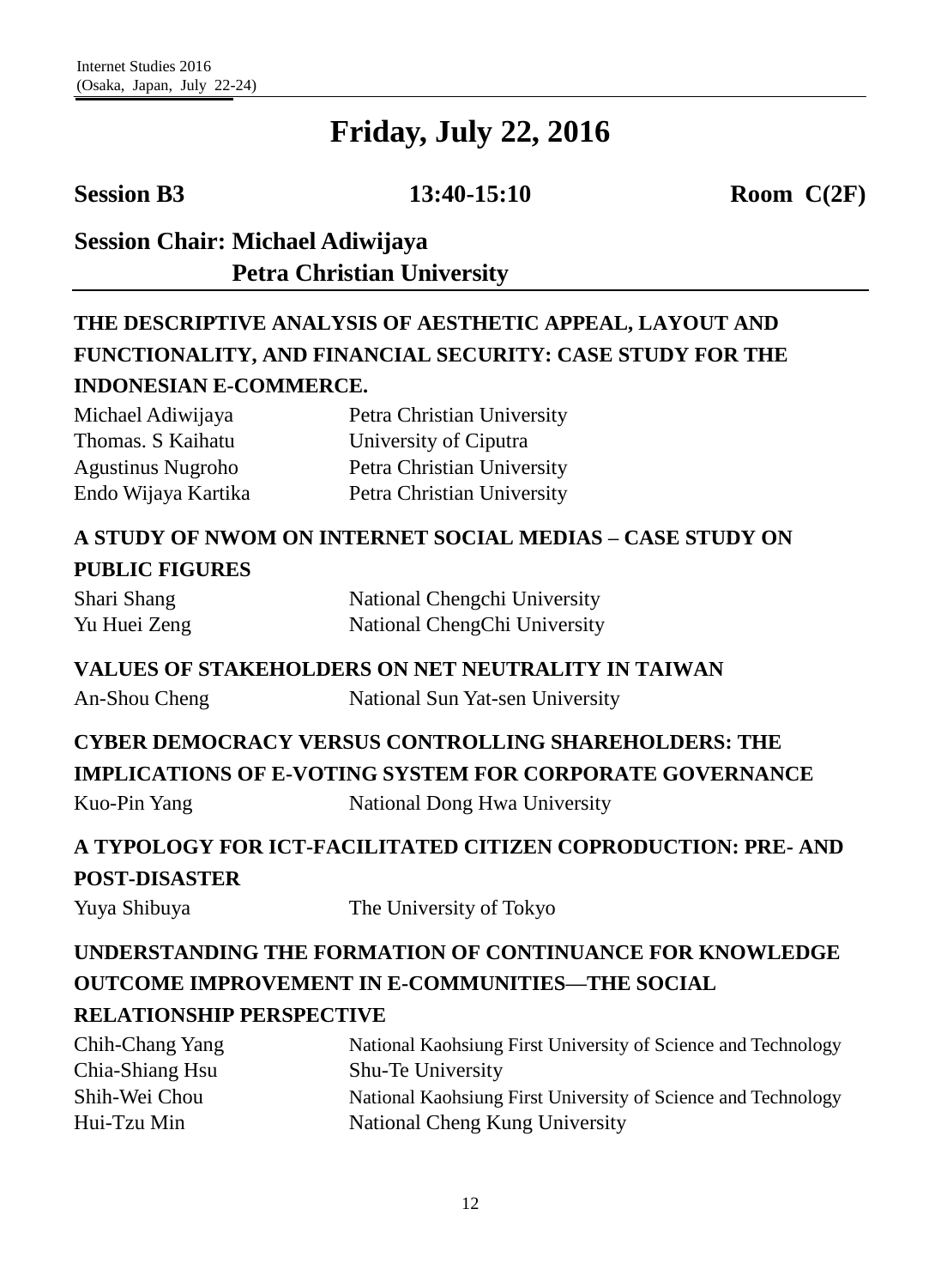# Friday, July 22, 2016

**Session B3** **13:40-15:10** **Room C(2F)**

**Session Chair: Michael Adiwijaya**
**Petra Christian University**

---

### THE DESCRIPTIVE ANALYSIS OF AESTHETIC APPEAL, LAYOUT AND FUNCTIONALITY, AND FINANCIAL SECURITY: CASE STUDY FOR THE INDONESIAN E-COMMERCE.

| | |
|---|---|
| Michael Adiwijaya | Petra Christian University |
| Thomas. S Kaihatu | University of Ciputra |
| Agustinus Nugroho | Petra Christian University |
| Endo Wijaya Kartika | Petra Christian University |

### A STUDY OF NWOM ON INTERNET SOCIAL MEDIAS – CASE STUDY ON PUBLIC FIGURES

| | |
|---|---|
| Shari Shang | National Chengchi University |
| Yu Huei Zeng | National ChengChi University |

### VALUES OF STAKEHOLDERS ON NET NEUTRALITY IN TAIWAN

| | |
|---|---|
| An-Shou Cheng | National Sun Yat-sen University |

### CYBER DEMOCRACY VERSUS CONTROLLING SHAREHOLDERS: THE IMPLICATIONS OF E-VOTING SYSTEM FOR CORPORATE GOVERNANCE

| | |
|---|---|
| Kuo-Pin Yang | National Dong Hwa University |

### A TYPOLOGY FOR ICT-FACILITATED CITIZEN COPRODUCTION: PRE- AND POST-DISASTER

| | |
|---|---|
| Yuya Shibuya | The University of Tokyo |

### UNDERSTANDING THE FORMATION OF CONTINUANCE FOR KNOWLEDGE OUTCOME IMPROVEMENT IN E-COMMUNITIES—THE SOCIAL RELATIONSHIP PERSPECTIVE

| | |
|---|---|
| Chih-Chang Yang | National Kaohsiung First University of Science and Technology |
| Chia-Shiang Hsu | Shu-Te University |
| Shih-Wei Chou | National Kaohsiung First University of Science and Technology |
| Hui-Tzu Min | National Cheng Kung University |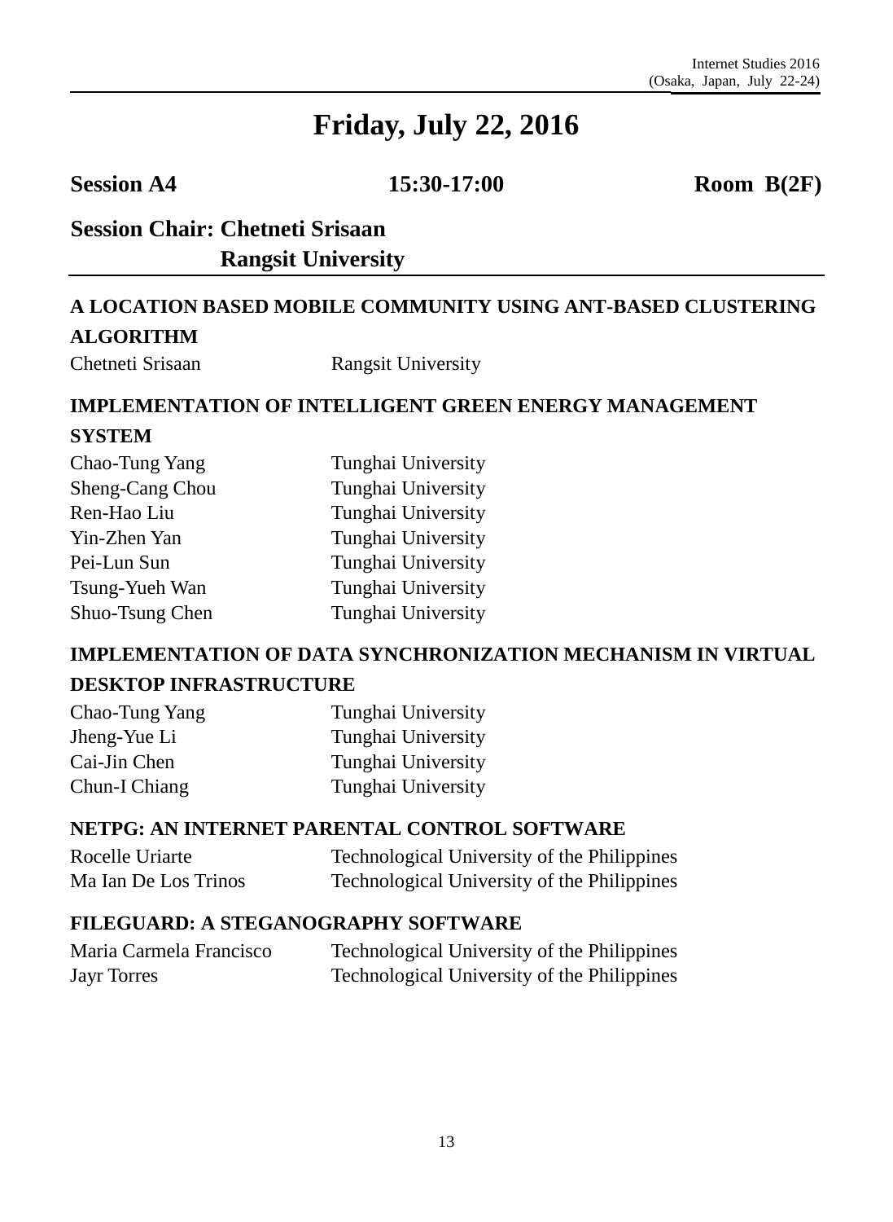# Friday, July 22, 2016

**Session A4** **15:30-17:00** **Room B(2F)**

**Session Chair: Chetneti Srisaan**
**Rangsit University**

### A LOCATION BASED MOBILE COMMUNITY USING ANT-BASED CLUSTERING ALGORITHM

| | |
|---|---|
| Chetneti Srisaan | Rangsit University |

### IMPLEMENTATION OF INTELLIGENT GREEN ENERGY MANAGEMENT SYSTEM

| | |
|---|---|
| Chao-Tung Yang | Tunghai University |
| Sheng-Cang Chou | Tunghai University |
| Ren-Hao Liu | Tunghai University |
| Yin-Zhen Yan | Tunghai University |
| Pei-Lun Sun | Tunghai University |
| Tsung-Yueh Wan | Tunghai University |
| Shuo-Tsung Chen | Tunghai University |

### IMPLEMENTATION OF DATA SYNCHRONIZATION MECHANISM IN VIRTUAL DESKTOP INFRASTRUCTURE

| | |
|---|---|
| Chao-Tung Yang | Tunghai University |
| Jheng-Yue Li | Tunghai University |
| Cai-Jin Chen | Tunghai University |
| Chun-I Chiang | Tunghai University |

### NETPG: AN INTERNET PARENTAL CONTROL SOFTWARE

| | |
|---|---|
| Rocelle Uriarte | Technological University of the Philippines |
| Ma Ian De Los Trinos | Technological University of the Philippines |

### FILEGUARD: A STEGANOGRAPHY SOFTWARE

| | |
|---|---|
| Maria Carmela Francisco | Technological University of the Philippines |
| Jayr Torres | Technological University of the Philippines |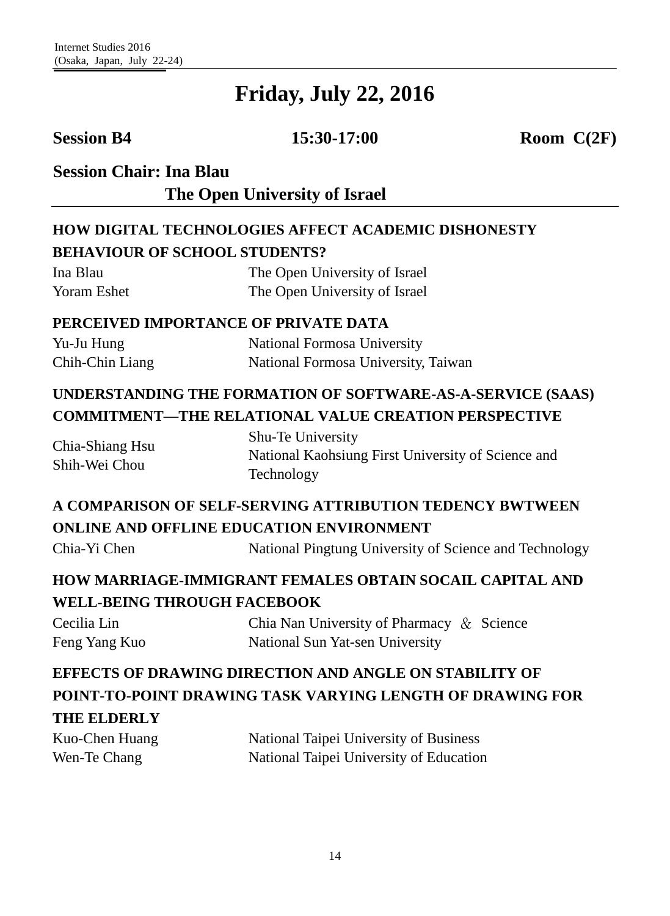# Friday, July 22, 2016

**Session B4** **15:30-17:00** **Room C(2F)**

**Session Chair: Ina Blau**
**The Open University of Israel**

---

### HOW DIGITAL TECHNOLOGIES AFFECT ACADEMIC DISHONESTY BEHAVIOUR OF SCHOOL STUDENTS?

Ina Blau — The Open University of Israel
Yoram Eshet — The Open University of Israel

### PERCEIVED IMPORTANCE OF PRIVATE DATA

Yu-Ju Hung — National Formosa University
Chih-Chin Liang — National Formosa University, Taiwan

### UNDERSTANDING THE FORMATION OF SOFTWARE-AS-A-SERVICE (SAAS) COMMITMENT—THE RELATIONAL VALUE CREATION PERSPECTIVE

Chia-Shiang Hsu — Shu-Te University
Shih-Wei Chou — National Kaohsiung First University of Science and Technology

### A COMPARISON OF SELF-SERVING ATTRIBUTION TEDENCY BWTWEEN ONLINE AND OFFLINE EDUCATION ENVIRONMENT

Chia-Yi Chen — National Pingtung University of Science and Technology

### HOW MARRIAGE-IMMIGRANT FEMALES OBTAIN SOCAIL CAPITAL AND WELL-BEING THROUGH FACEBOOK

Cecilia Lin — Chia Nan University of Pharmacy ＆ Science
Feng Yang Kuo — National Sun Yat-sen University

### EFFECTS OF DRAWING DIRECTION AND ANGLE ON STABILITY OF POINT-TO-POINT DRAWING TASK VARYING LENGTH OF DRAWING FOR THE ELDERLY

Kuo-Chen Huang — National Taipei University of Business
Wen-Te Chang — National Taipei University of Education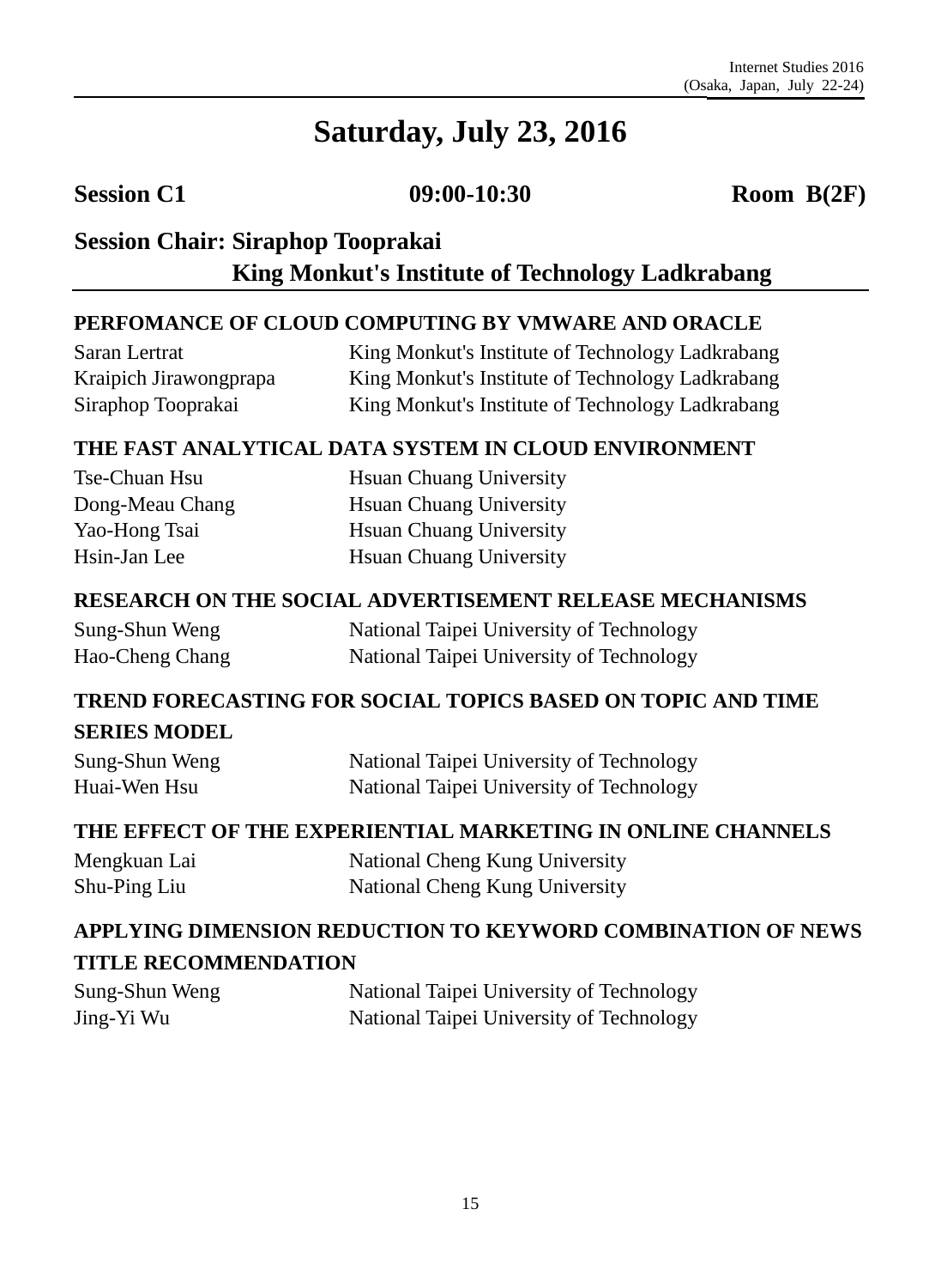# Saturday, July 23, 2016

**Session C1** **09:00-10:30** **Room B(2F)**

**Session Chair: Siraphop Tooprakai**
**King Monkut's Institute of Technology Ladkrabang**

### PERFOMANCE OF CLOUD COMPUTING BY VMWARE AND ORACLE

Saran Lertrat — King Monkut's Institute of Technology Ladkrabang
Kraipich Jirawongprapa — King Monkut's Institute of Technology Ladkrabang
Siraphop Tooprakai — King Monkut's Institute of Technology Ladkrabang

### THE FAST ANALYTICAL DATA SYSTEM IN CLOUD ENVIRONMENT

Tse-Chuan Hsu — Hsuan Chuang University
Dong-Meau Chang — Hsuan Chuang University
Yao-Hong Tsai — Hsuan Chuang University
Hsin-Jan Lee — Hsuan Chuang University

### RESEARCH ON THE SOCIAL ADVERTISEMENT RELEASE MECHANISMS

Sung-Shun Weng — National Taipei University of Technology
Hao-Cheng Chang — National Taipei University of Technology

### TREND FORECASTING FOR SOCIAL TOPICS BASED ON TOPIC AND TIME SERIES MODEL

Sung-Shun Weng — National Taipei University of Technology
Huai-Wen Hsu — National Taipei University of Technology

### THE EFFECT OF THE EXPERIENTIAL MARKETING IN ONLINE CHANNELS

Mengkuan Lai — National Cheng Kung University
Shu-Ping Liu — National Cheng Kung University

### APPLYING DIMENSION REDUCTION TO KEYWORD COMBINATION OF NEWS TITLE RECOMMENDATION

Sung-Shun Weng — National Taipei University of Technology
Jing-Yi Wu — National Taipei University of Technology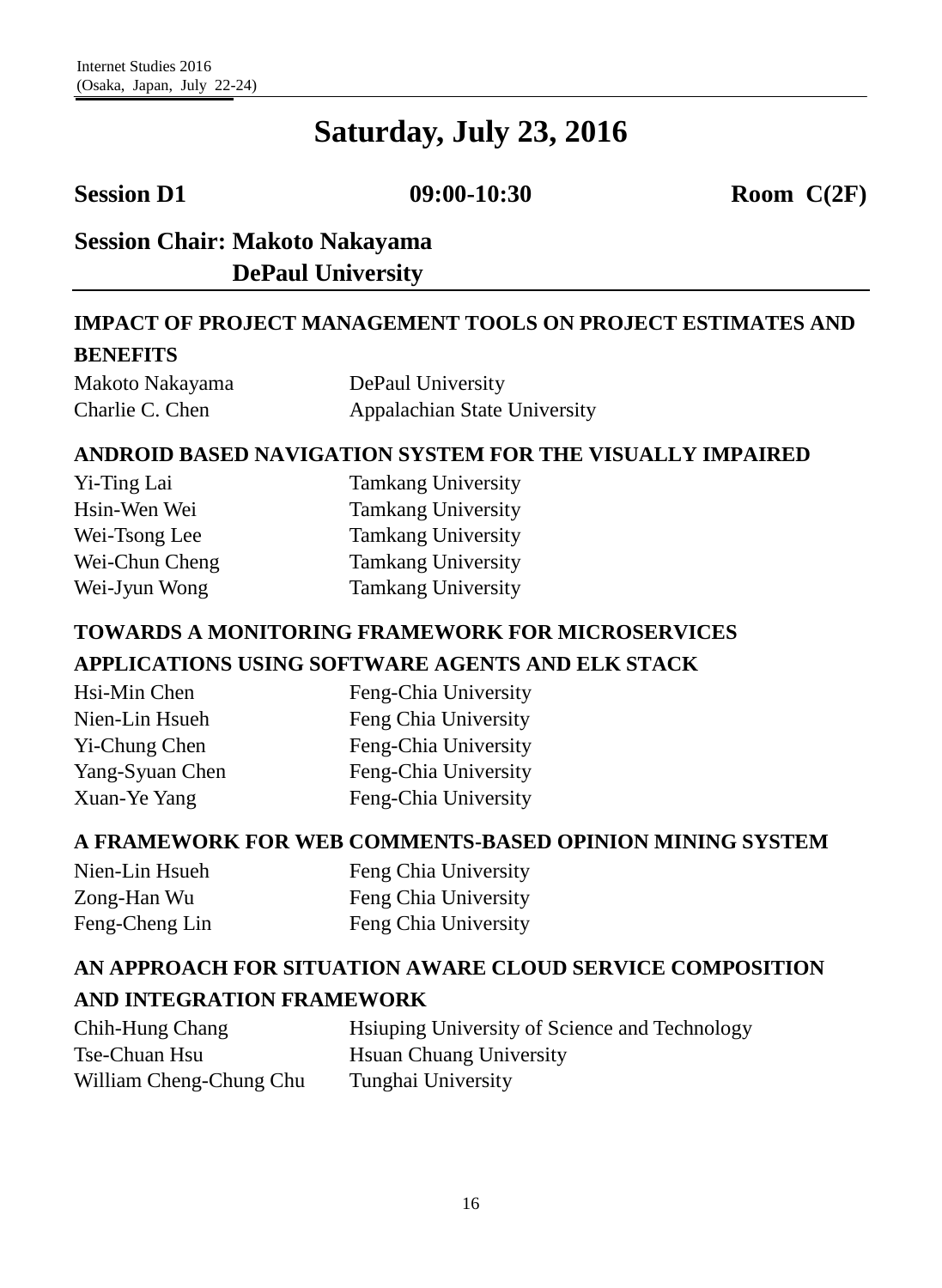# Saturday, July 23, 2016

**Session D1** **09:00-10:30** **Room C(2F)**

## Session Chair: Makoto Nakayama
## DePaul University

---

### IMPACT OF PROJECT MANAGEMENT TOOLS ON PROJECT ESTIMATES AND BENEFITS

| | |
|---|---|
| Makoto Nakayama | DePaul University |
| Charlie C. Chen | Appalachian State University |

### ANDROID BASED NAVIGATION SYSTEM FOR THE VISUALLY IMPAIRED

| | |
|---|---|
| Yi-Ting Lai | Tamkang University |
| Hsin-Wen Wei | Tamkang University |
| Wei-Tsong Lee | Tamkang University |
| Wei-Chun Cheng | Tamkang University |
| Wei-Jyun Wong | Tamkang University |

### TOWARDS A MONITORING FRAMEWORK FOR MICROSERVICES APPLICATIONS USING SOFTWARE AGENTS AND ELK STACK

| | |
|---|---|
| Hsi-Min Chen | Feng-Chia University |
| Nien-Lin Hsueh | Feng Chia University |
| Yi-Chung Chen | Feng-Chia University |
| Yang-Syuan Chen | Feng-Chia University |
| Xuan-Ye Yang | Feng-Chia University |

### A FRAMEWORK FOR WEB COMMENTS-BASED OPINION MINING SYSTEM

| | |
|---|---|
| Nien-Lin Hsueh | Feng Chia University |
| Zong-Han Wu | Feng Chia University |
| Feng-Cheng Lin | Feng Chia University |

### AN APPROACH FOR SITUATION AWARE CLOUD SERVICE COMPOSITION AND INTEGRATION FRAMEWORK

| | |
|---|---|
| Chih-Hung Chang | Hsiuping University of Science and Technology |
| Tse-Chuan Hsu | Hsuan Chuang University |
| William Cheng-Chung Chu | Tunghai University |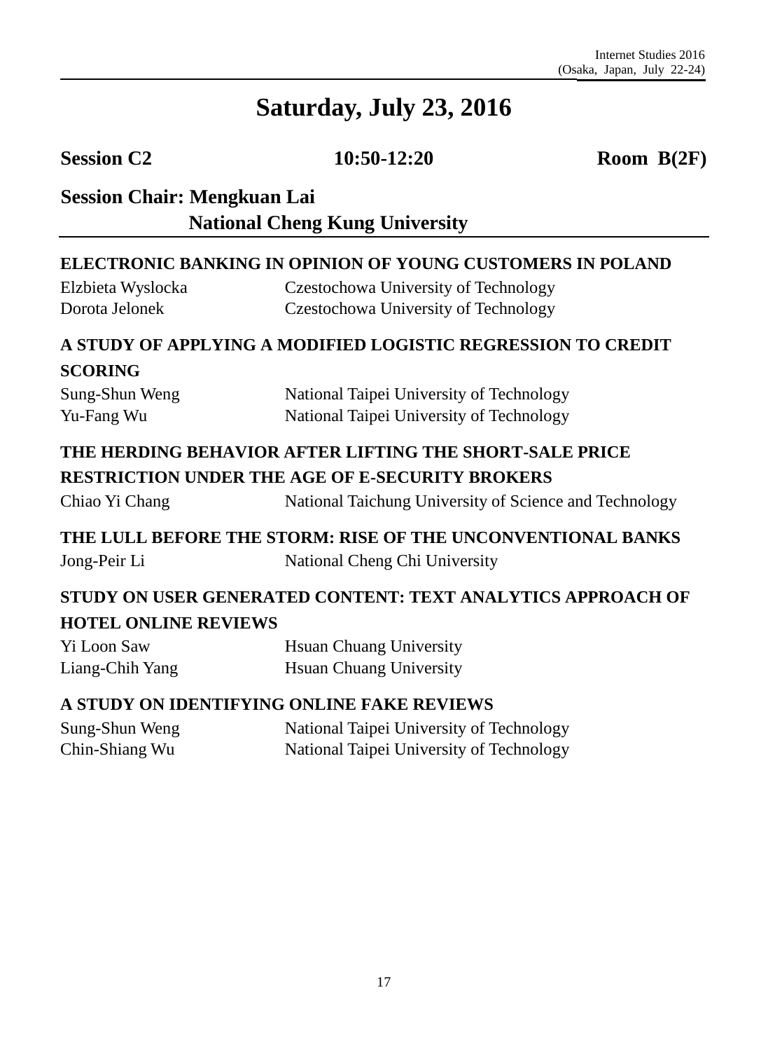# Saturday, July 23, 2016

**Session C2** **10:50-12:20** **Room B(2F)**

**Session Chair: Mengkuan Lai**
**National Cheng Kung University**

---

**ELECTRONIC BANKING IN OPINION OF YOUNG CUSTOMERS IN POLAND**

Elzbieta Wyslocka — Czestochowa University of Technology
Dorota Jelonek — Czestochowa University of Technology

**A STUDY OF APPLYING A MODIFIED LOGISTIC REGRESSION TO CREDIT SCORING**

Sung-Shun Weng — National Taipei University of Technology
Yu-Fang Wu — National Taipei University of Technology

**THE HERDING BEHAVIOR AFTER LIFTING THE SHORT-SALE PRICE RESTRICTION UNDER THE AGE OF E-SECURITY BROKERS**

Chiao Yi Chang — National Taichung University of Science and Technology

**THE LULL BEFORE THE STORM: RISE OF THE UNCONVENTIONAL BANKS**

Jong-Peir Li — National Cheng Chi University

**STUDY ON USER GENERATED CONTENT: TEXT ANALYTICS APPROACH OF HOTEL ONLINE REVIEWS**

Yi Loon Saw — Hsuan Chuang University
Liang-Chih Yang — Hsuan Chuang University

**A STUDY ON IDENTIFYING ONLINE FAKE REVIEWS**

Sung-Shun Weng — National Taipei University of Technology
Chin-Shiang Wu — National Taipei University of Technology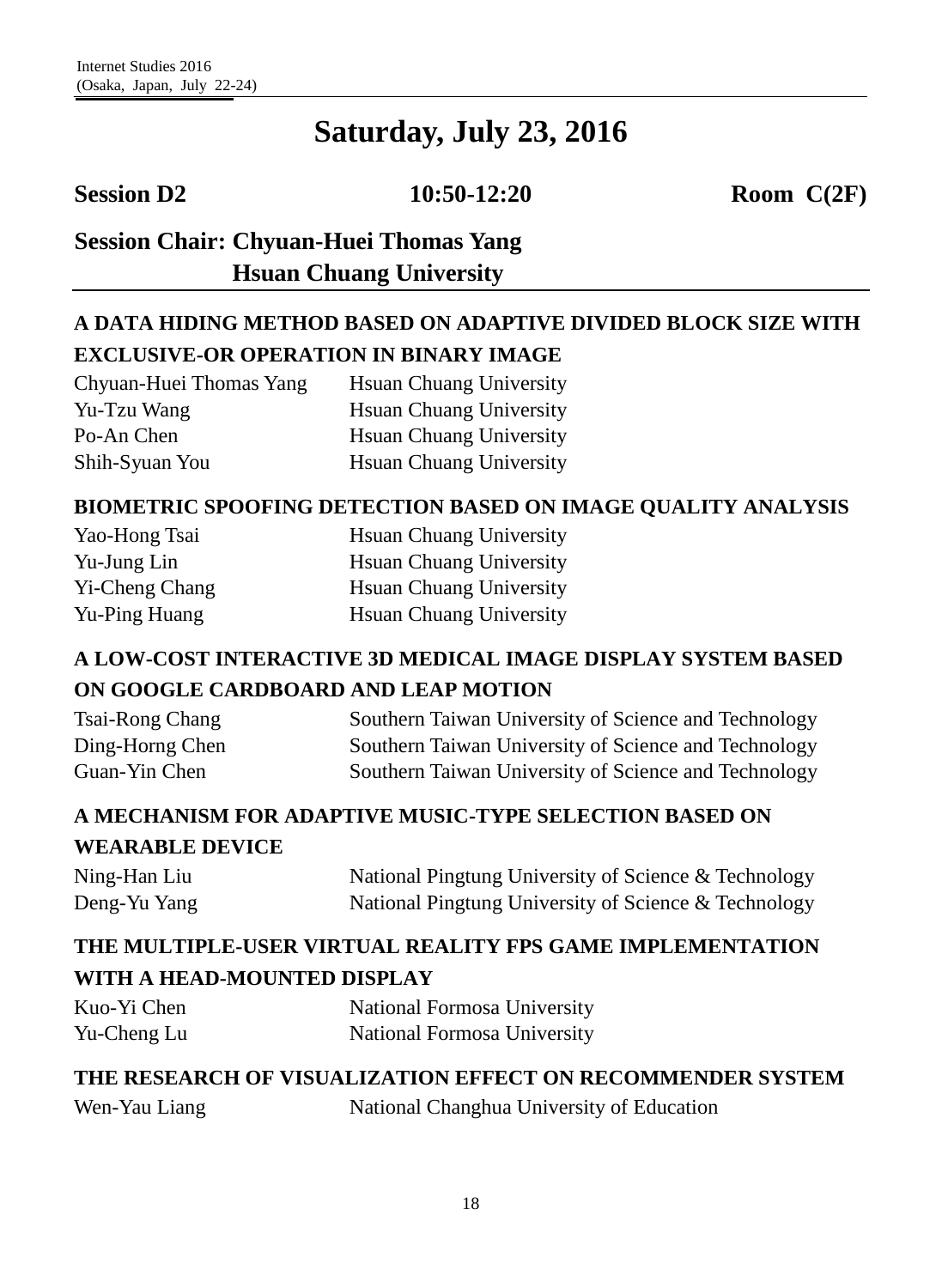# Saturday, July 23, 2016

**Session D2** **10:50-12:20** **Room C(2F)**

**Session Chair: Chyuan-Huei Thomas Yang**
**Hsuan Chuang University**

### A DATA HIDING METHOD BASED ON ADAPTIVE DIVIDED BLOCK SIZE WITH EXCLUSIVE-OR OPERATION IN BINARY IMAGE

| | |
|---|---|
| Chyuan-Huei Thomas Yang | Hsuan Chuang University |
| Yu-Tzu Wang | Hsuan Chuang University |
| Po-An Chen | Hsuan Chuang University |
| Shih-Syuan You | Hsuan Chuang University |

### BIOMETRIC SPOOFING DETECTION BASED ON IMAGE QUALITY ANALYSIS

| | |
|---|---|
| Yao-Hong Tsai | Hsuan Chuang University |
| Yu-Jung Lin | Hsuan Chuang University |
| Yi-Cheng Chang | Hsuan Chuang University |
| Yu-Ping Huang | Hsuan Chuang University |

### A LOW-COST INTERACTIVE 3D MEDICAL IMAGE DISPLAY SYSTEM BASED ON GOOGLE CARDBOARD AND LEAP MOTION

| | |
|---|---|
| Tsai-Rong Chang | Southern Taiwan University of Science and Technology |
| Ding-Horng Chen | Southern Taiwan University of Science and Technology |
| Guan-Yin Chen | Southern Taiwan University of Science and Technology |

### A MECHANISM FOR ADAPTIVE MUSIC-TYPE SELECTION BASED ON WEARABLE DEVICE

| | |
|---|---|
| Ning-Han Liu | National Pingtung University of Science & Technology |
| Deng-Yu Yang | National Pingtung University of Science & Technology |

### THE MULTIPLE-USER VIRTUAL REALITY FPS GAME IMPLEMENTATION WITH A HEAD-MOUNTED DISPLAY

| | |
|---|---|
| Kuo-Yi Chen | National Formosa University |
| Yu-Cheng Lu | National Formosa University |

### THE RESEARCH OF VISUALIZATION EFFECT ON RECOMMENDER SYSTEM

| | |
|---|---|
| Wen-Yau Liang | National Changhua University of Education |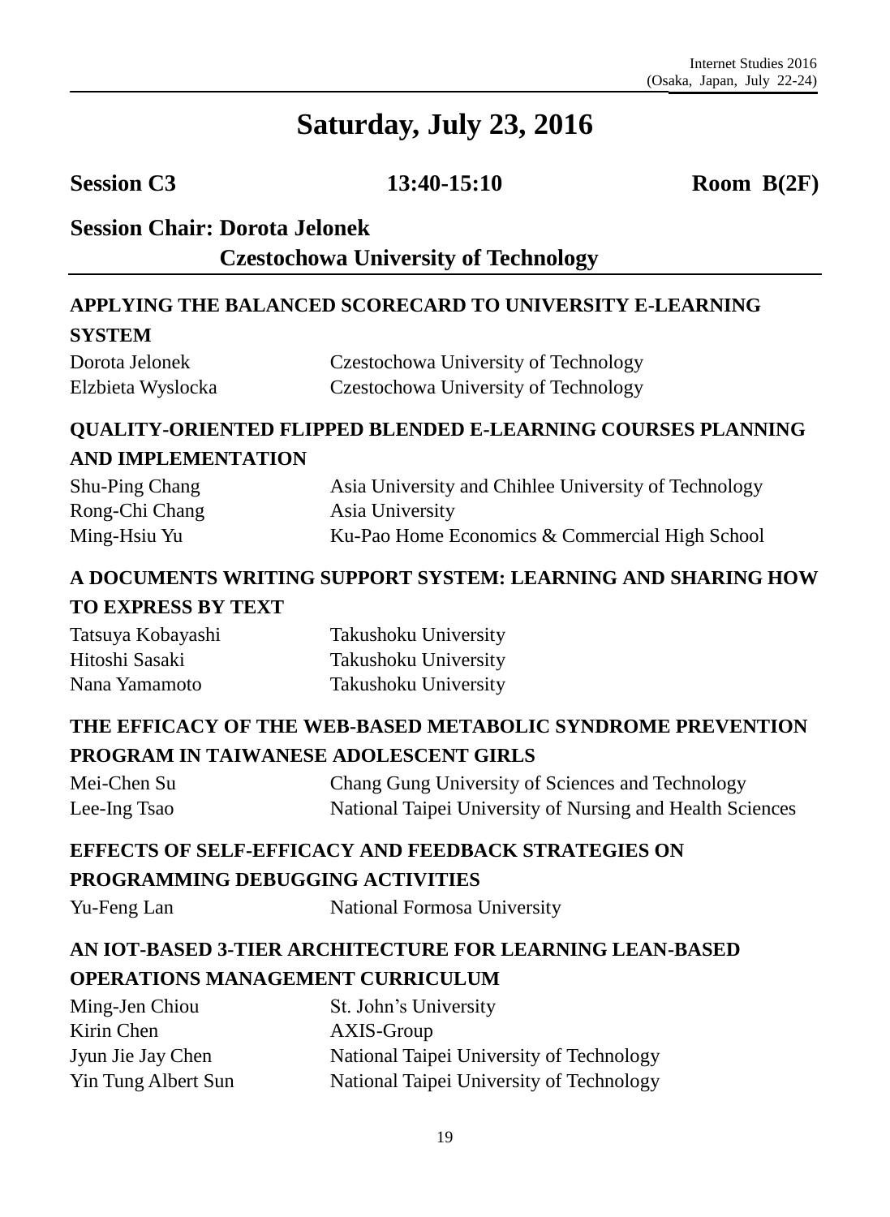# Saturday, July 23, 2016

**Session C3** **13:40-15:10** **Room B(2F)**

## Session Chair: Dorota Jelonek
**Czestochowa University of Technology**

### APPLYING THE BALANCED SCORECARD TO UNIVERSITY E-LEARNING SYSTEM

| | |
|---|---|
| Dorota Jelonek | Czestochowa University of Technology |
| Elzbieta Wyslocka | Czestochowa University of Technology |

### QUALITY-ORIENTED FLIPPED BLENDED E-LEARNING COURSES PLANNING AND IMPLEMENTATION

| | |
|---|---|
| Shu-Ping Chang | Asia University and Chihlee University of Technology |
| Rong-Chi Chang | Asia University |
| Ming-Hsiu Yu | Ku-Pao Home Economics & Commercial High School |

### A DOCUMENTS WRITING SUPPORT SYSTEM: LEARNING AND SHARING HOW TO EXPRESS BY TEXT

| | |
|---|---|
| Tatsuya Kobayashi | Takushoku University |
| Hitoshi Sasaki | Takushoku University |
| Nana Yamamoto | Takushoku University |

### THE EFFICACY OF THE WEB-BASED METABOLIC SYNDROME PREVENTION PROGRAM IN TAIWANESE ADOLESCENT GIRLS

| | |
|---|---|
| Mei-Chen Su | Chang Gung University of Sciences and Technology |
| Lee-Ing Tsao | National Taipei University of Nursing and Health Sciences |

### EFFECTS OF SELF-EFFICACY AND FEEDBACK STRATEGIES ON PROGRAMMING DEBUGGING ACTIVITIES

| | |
|---|---|
| Yu-Feng Lan | National Formosa University |

### AN IOT-BASED 3-TIER ARCHITECTURE FOR LEARNING LEAN-BASED OPERATIONS MANAGEMENT CURRICULUM

| | |
|---|---|
| Ming-Jen Chiou | St. John's University |
| Kirin Chen | AXIS-Group |
| Jyun Jie Jay Chen | National Taipei University of Technology |
| Yin Tung Albert Sun | National Taipei University of Technology |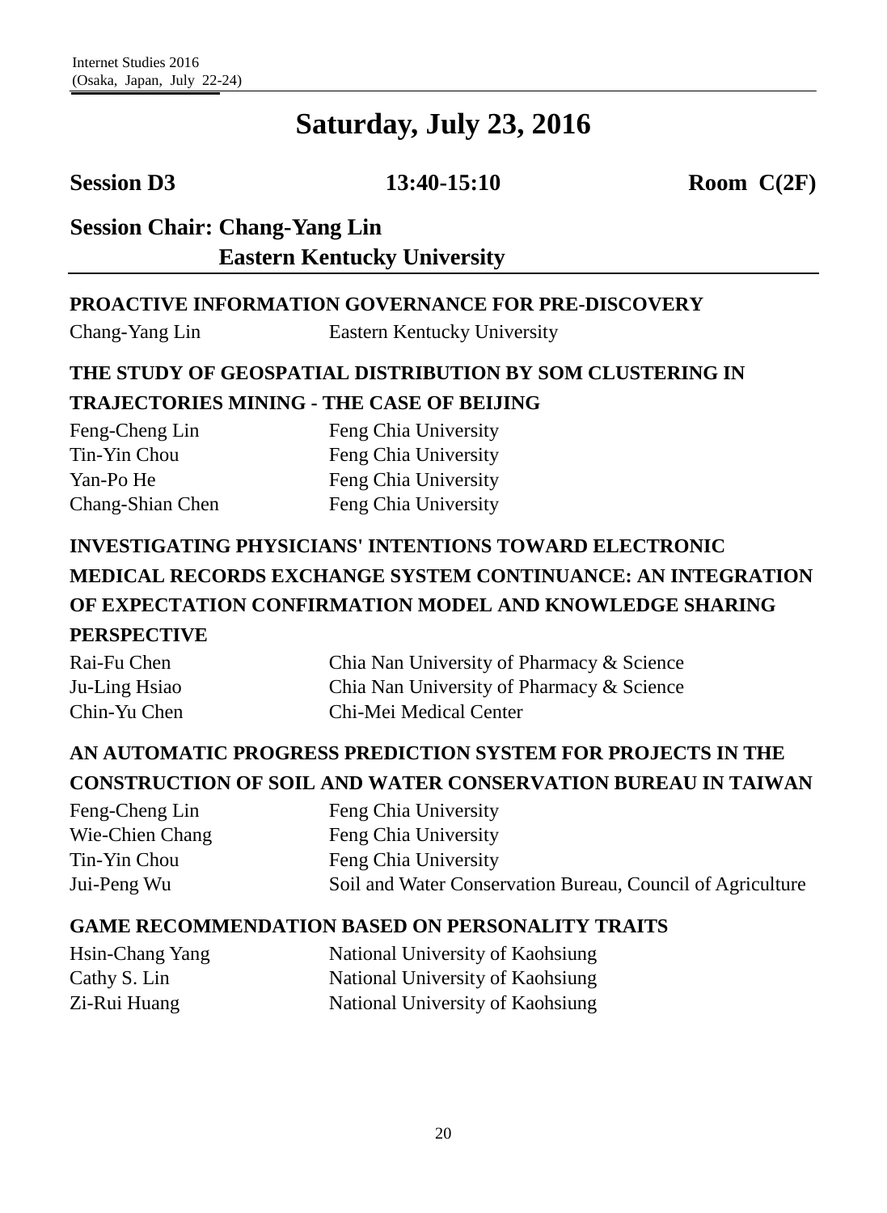# Saturday, July 23, 2016

**Session D3** | **13:40-15:10** | **Room C(2F)**

## Session Chair: Chang-Yang Lin
## Eastern Kentucky University

### PROACTIVE INFORMATION GOVERNANCE FOR PRE-DISCOVERY

Chang-Yang Lin — Eastern Kentucky University

### THE STUDY OF GEOSPATIAL DISTRIBUTION BY SOM CLUSTERING IN TRAJECTORIES MINING - THE CASE OF BEIJING

Feng-Cheng Lin — Feng Chia University
Tin-Yin Chou — Feng Chia University
Yan-Po He — Feng Chia University
Chang-Shian Chen — Feng Chia University

### INVESTIGATING PHYSICIANS' INTENTIONS TOWARD ELECTRONIC MEDICAL RECORDS EXCHANGE SYSTEM CONTINUANCE: AN INTEGRATION OF EXPECTATION CONFIRMATION MODEL AND KNOWLEDGE SHARING PERSPECTIVE

Rai-Fu Chen — Chia Nan University of Pharmacy & Science
Ju-Ling Hsiao — Chia Nan University of Pharmacy & Science
Chin-Yu Chen — Chi-Mei Medical Center

### AN AUTOMATIC PROGRESS PREDICTION SYSTEM FOR PROJECTS IN THE CONSTRUCTION OF SOIL AND WATER CONSERVATION BUREAU IN TAIWAN

Feng-Cheng Lin — Feng Chia University
Wie-Chien Chang — Feng Chia University
Tin-Yin Chou — Feng Chia University
Jui-Peng Wu — Soil and Water Conservation Bureau, Council of Agriculture

### GAME RECOMMENDATION BASED ON PERSONALITY TRAITS

Hsin-Chang Yang — National University of Kaohsiung
Cathy S. Lin — National University of Kaohsiung
Zi-Rui Huang — National University of Kaohsiung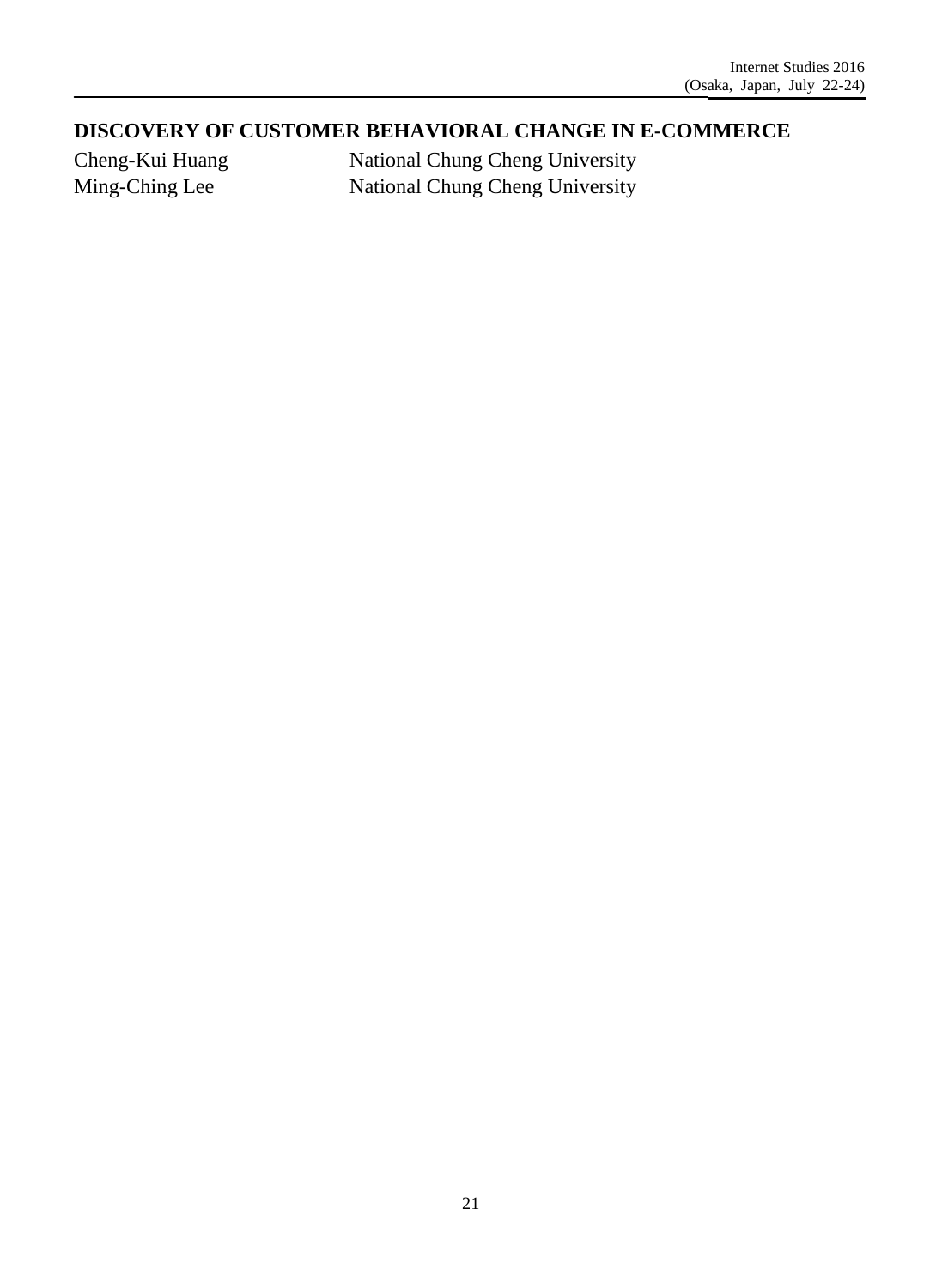# DISCOVERY OF CUSTOMER BEHAVIORAL CHANGE IN E-COMMERCE

| | |
|---|---|
| Cheng-Kui Huang | National Chung Cheng University |
| Ming-Ching Lee | National Chung Cheng University |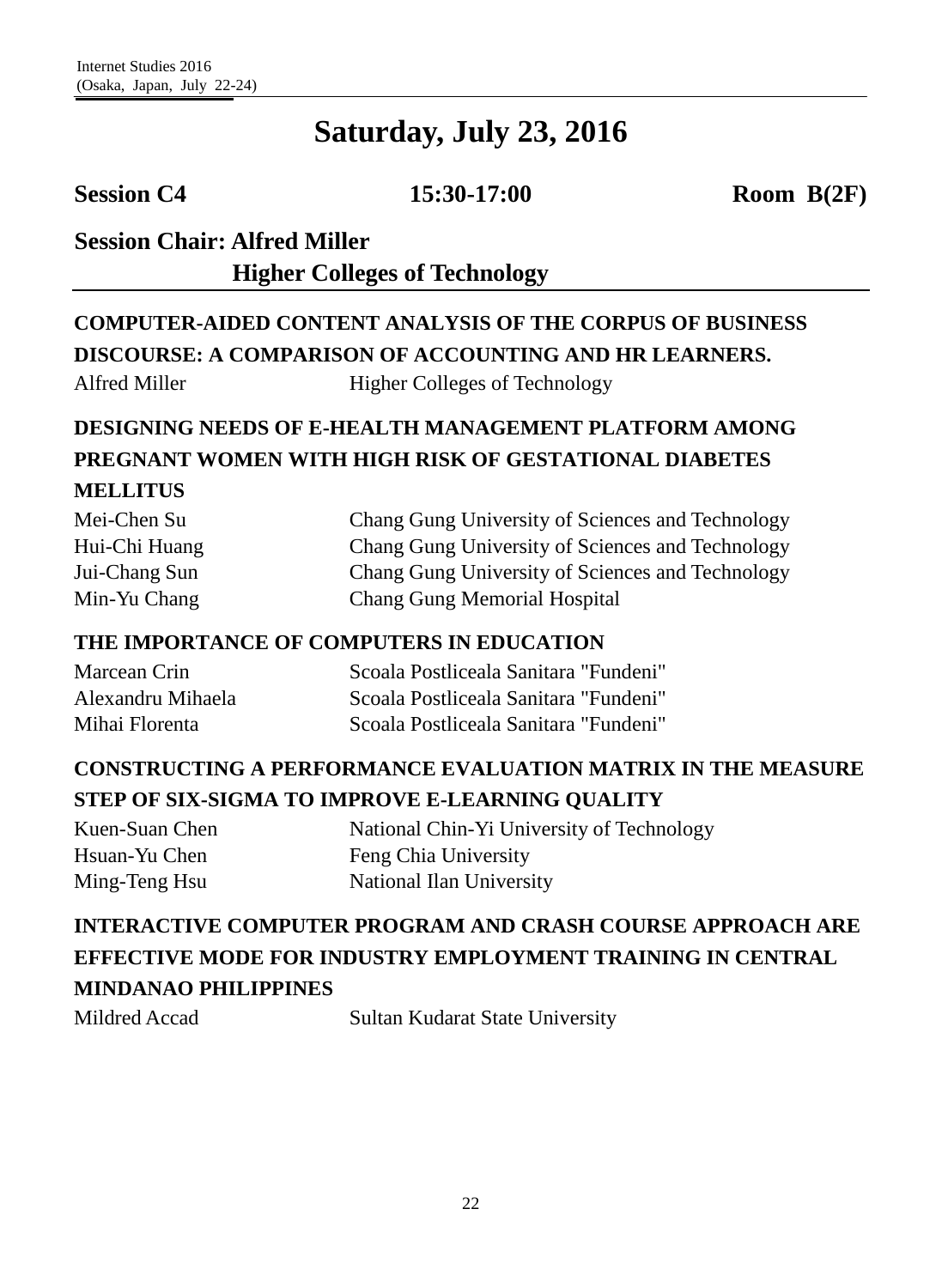# Saturday, July 23, 2016

**Session C4** **15:30-17:00** **Room B(2F)**

**Session Chair: Alfred Miller**
**Higher Colleges of Technology**

---

### COMPUTER-AIDED CONTENT ANALYSIS OF THE CORPUS OF BUSINESS DISCOURSE: A COMPARISON OF ACCOUNTING AND HR LEARNERS.

Alfred Miller — Higher Colleges of Technology

### DESIGNING NEEDS OF E-HEALTH MANAGEMENT PLATFORM AMONG PREGNANT WOMEN WITH HIGH RISK OF GESTATIONAL DIABETES MELLITUS

Mei-Chen Su — Chang Gung University of Sciences and Technology
Hui-Chi Huang — Chang Gung University of Sciences and Technology
Jui-Chang Sun — Chang Gung University of Sciences and Technology
Min-Yu Chang — Chang Gung Memorial Hospital

### THE IMPORTANCE OF COMPUTERS IN EDUCATION

Marcean Crin — Scoala Postliceala Sanitara "Fundeni"
Alexandru Mihaela — Scoala Postliceala Sanitara "Fundeni"
Mihai Florenta — Scoala Postliceala Sanitara "Fundeni"

### CONSTRUCTING A PERFORMANCE EVALUATION MATRIX IN THE MEASURE STEP OF SIX-SIGMA TO IMPROVE E-LEARNING QUALITY

Kuen-Suan Chen — National Chin-Yi University of Technology
Hsuan-Yu Chen — Feng Chia University
Ming-Teng Hsu — National Ilan University

### INTERACTIVE COMPUTER PROGRAM AND CRASH COURSE APPROACH ARE EFFECTIVE MODE FOR INDUSTRY EMPLOYMENT TRAINING IN CENTRAL MINDANAO PHILIPPINES

Mildred Accad — Sultan Kudarat State University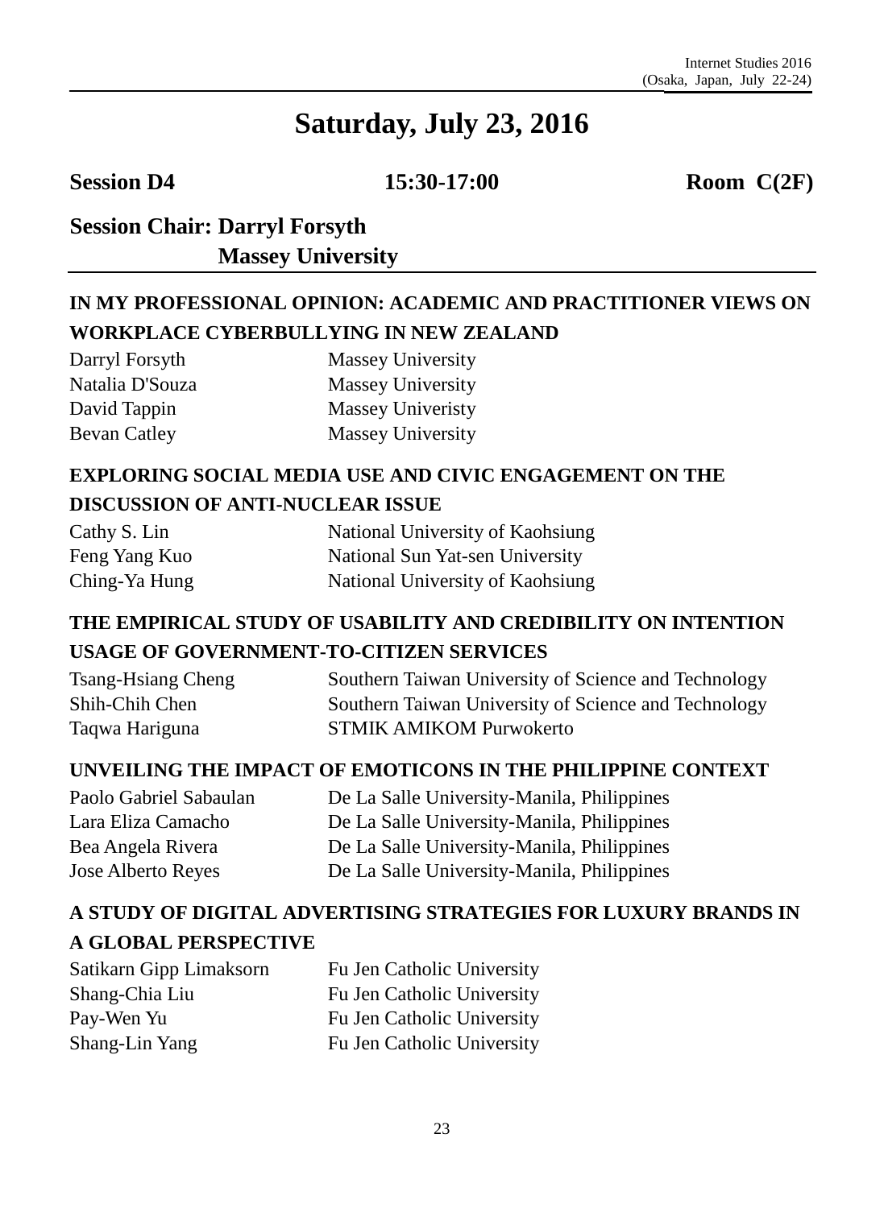# Saturday, July 23, 2016

**Session D4** **15:30-17:00** **Room C(2F)**

**Session Chair: Darryl Forsyth**
**Massey University**

### IN MY PROFESSIONAL OPINION: ACADEMIC AND PRACTITIONER VIEWS ON WORKPLACE CYBERBULLYING IN NEW ZEALAND

| | |
|---|---|
| Darryl Forsyth | Massey University |
| Natalia D'Souza | Massey University |
| David Tappin | Massey Univeristy |
| Bevan Catley | Massey University |

### EXPLORING SOCIAL MEDIA USE AND CIVIC ENGAGEMENT ON THE DISCUSSION OF ANTI-NUCLEAR ISSUE

| | |
|---|---|
| Cathy S. Lin | National University of Kaohsiung |
| Feng Yang Kuo | National Sun Yat-sen University |
| Ching-Ya Hung | National University of Kaohsiung |

### THE EMPIRICAL STUDY OF USABILITY AND CREDIBILITY ON INTENTION USAGE OF GOVERNMENT-TO-CITIZEN SERVICES

| | |
|---|---|
| Tsang-Hsiang Cheng | Southern Taiwan University of Science and Technology |
| Shih-Chih Chen | Southern Taiwan University of Science and Technology |
| Taqwa Hariguna | STMIK AMIKOM Purwokerto |

### UNVEILING THE IMPACT OF EMOTICONS IN THE PHILIPPINE CONTEXT

| | |
|---|---|
| Paolo Gabriel Sabaulan | De La Salle University-Manila, Philippines |
| Lara Eliza Camacho | De La Salle University-Manila, Philippines |
| Bea Angela Rivera | De La Salle University-Manila, Philippines |
| Jose Alberto Reyes | De La Salle University-Manila, Philippines |

### A STUDY OF DIGITAL ADVERTISING STRATEGIES FOR LUXURY BRANDS IN A GLOBAL PERSPECTIVE

| | |
|---|---|
| Satikarn Gipp Limaksorn | Fu Jen Catholic University |
| Shang-Chia Liu | Fu Jen Catholic University |
| Pay-Wen Yu | Fu Jen Catholic University |
| Shang-Lin Yang | Fu Jen Catholic University |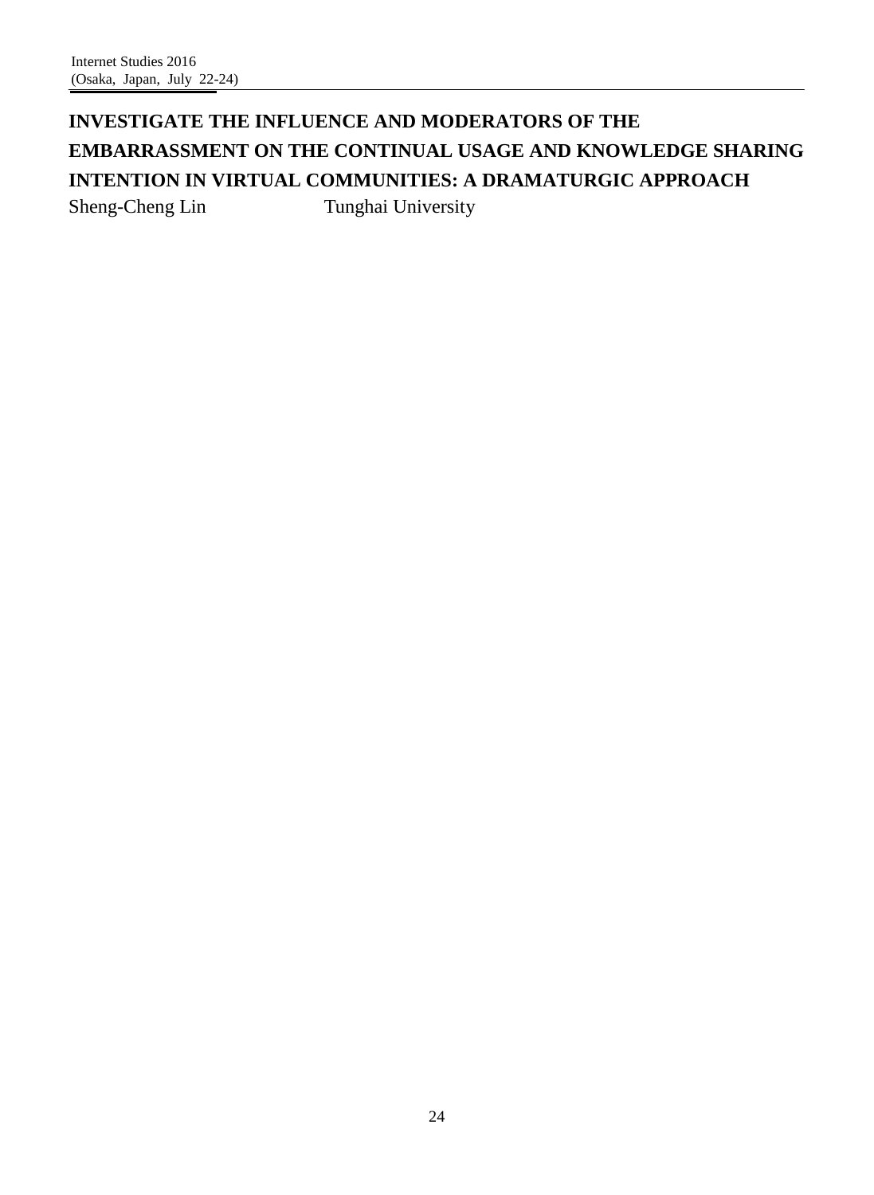# INVESTIGATE THE INFLUENCE AND MODERATORS OF THE EMBARRASSMENT ON THE CONTINUAL USAGE AND KNOWLEDGE SHARING INTENTION IN VIRTUAL COMMUNITIES: A DRAMATURGIC APPROACH

Sheng-Cheng Lin  Tunghai University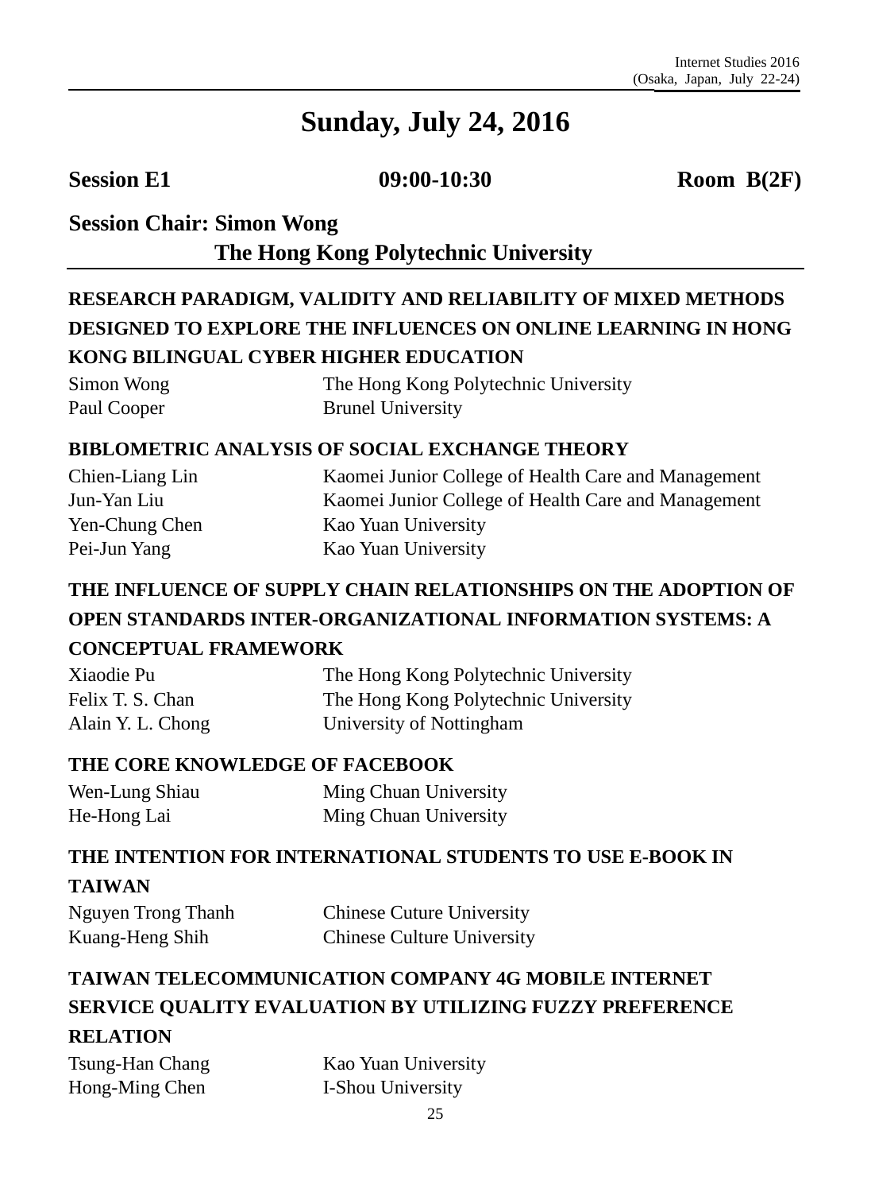# Sunday, July 24, 2016

**Session E1** **09:00-10:30** **Room B(2F)**

**Session Chair: Simon Wong**
**The Hong Kong Polytechnic University**

### RESEARCH PARADIGM, VALIDITY AND RELIABILITY OF MIXED METHODS DESIGNED TO EXPLORE THE INFLUENCES ON ONLINE LEARNING IN HONG KONG BILINGUAL CYBER HIGHER EDUCATION

| | |
|---|---|
| Simon Wong | The Hong Kong Polytechnic University |
| Paul Cooper | Brunel University |

### BIBLOMETRIC ANALYSIS OF SOCIAL EXCHANGE THEORY

| | |
|---|---|
| Chien-Liang Lin | Kaomei Junior College of Health Care and Management |
| Jun-Yan Liu | Kaomei Junior College of Health Care and Management |
| Yen-Chung Chen | Kao Yuan University |
| Pei-Jun Yang | Kao Yuan University |

### THE INFLUENCE OF SUPPLY CHAIN RELATIONSHIPS ON THE ADOPTION OF OPEN STANDARDS INTER-ORGANIZATIONAL INFORMATION SYSTEMS: A CONCEPTUAL FRAMEWORK

| | |
|---|---|
| Xiaodie Pu | The Hong Kong Polytechnic University |
| Felix T. S. Chan | The Hong Kong Polytechnic University |
| Alain Y. L. Chong | University of Nottingham |

### THE CORE KNOWLEDGE OF FACEBOOK

| | |
|---|---|
| Wen-Lung Shiau | Ming Chuan University |
| He-Hong Lai | Ming Chuan University |

### THE INTENTION FOR INTERNATIONAL STUDENTS TO USE E-BOOK IN TAIWAN

| | |
|---|---|
| Nguyen Trong Thanh | Chinese Cuture University |
| Kuang-Heng Shih | Chinese Culture University |

### TAIWAN TELECOMMUNICATION COMPANY 4G MOBILE INTERNET SERVICE QUALITY EVALUATION BY UTILIZING FUZZY PREFERENCE RELATION

| | |
|---|---|
| Tsung-Han Chang | Kao Yuan University |
| Hong-Ming Chen | I-Shou University |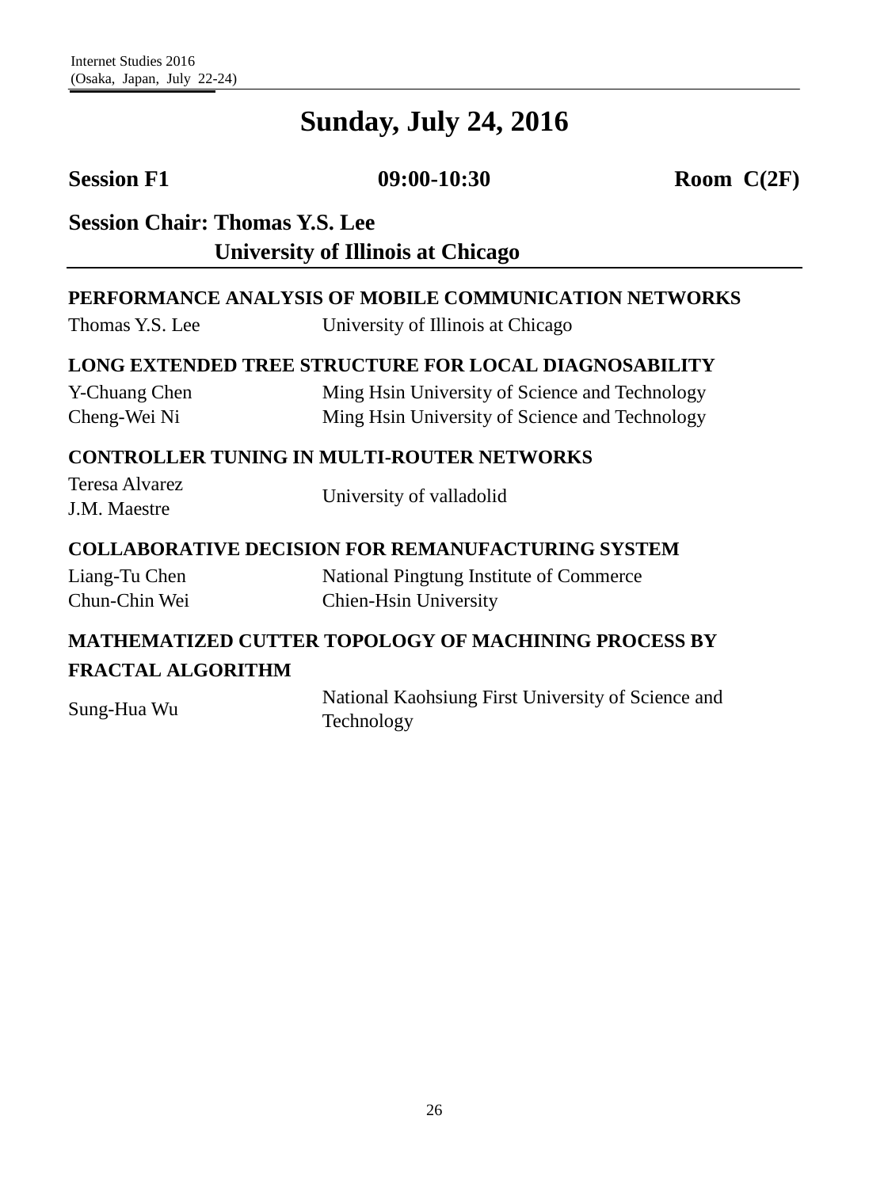# Sunday, July 24, 2016

**Session F1** **09:00-10:30** **Room C(2F)**

**Session Chair: Thomas Y.S. Lee**
**University of Illinois at Chicago**

---

**PERFORMANCE ANALYSIS OF MOBILE COMMUNICATION NETWORKS**

| | |
|---|---|
| Thomas Y.S. Lee | University of Illinois at Chicago |

**LONG EXTENDED TREE STRUCTURE FOR LOCAL DIAGNOSABILITY**

| | |
|---|---|
| Y-Chuang Chen | Ming Hsin University of Science and Technology |
| Cheng-Wei Ni | Ming Hsin University of Science and Technology |

**CONTROLLER TUNING IN MULTI-ROUTER NETWORKS**

| | |
|---|---|
| Teresa Alvarez<br>J.M. Maestre | University of valladolid |

**COLLABORATIVE DECISION FOR REMANUFACTURING SYSTEM**

| | |
|---|---|
| Liang-Tu Chen | National Pingtung Institute of Commerce |
| Chun-Chin Wei | Chien-Hsin University |

**MATHEMATIZED CUTTER TOPOLOGY OF MACHINING PROCESS BY FRACTAL ALGORITHM**

| | |
|---|---|
| Sung-Hua Wu | National Kaohsiung First University of Science and Technology |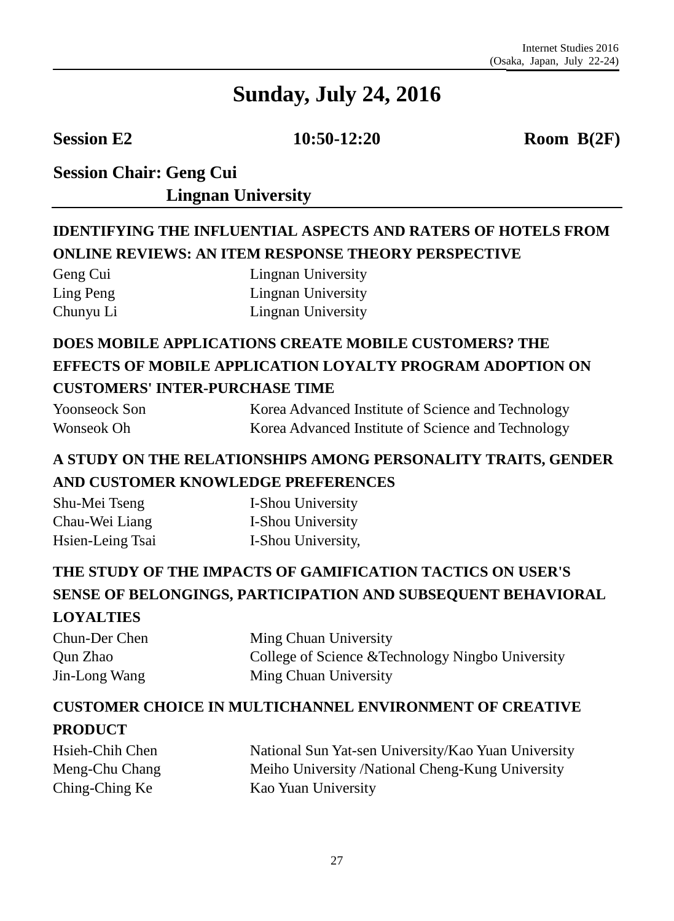# Sunday, July 24, 2016

**Session E2** **10:50-12:20** **Room B(2F)**

**Session Chair: Geng Cui**
**Lingnan University**

### IDENTIFYING THE INFLUENTIAL ASPECTS AND RATERS OF HOTELS FROM ONLINE REVIEWS: AN ITEM RESPONSE THEORY PERSPECTIVE

| | |
|---|---|
| Geng Cui | Lingnan University |
| Ling Peng | Lingnan University |
| Chunyu Li | Lingnan University |

### DOES MOBILE APPLICATIONS CREATE MOBILE CUSTOMERS? THE EFFECTS OF MOBILE APPLICATION LOYALTY PROGRAM ADOPTION ON CUSTOMERS' INTER-PURCHASE TIME

| | |
|---|---|
| Yoonseock Son | Korea Advanced Institute of Science and Technology |
| Wonseok Oh | Korea Advanced Institute of Science and Technology |

### A STUDY ON THE RELATIONSHIPS AMONG PERSONALITY TRAITS, GENDER AND CUSTOMER KNOWLEDGE PREFERENCES

| | |
|---|---|
| Shu-Mei Tseng | I-Shou University |
| Chau-Wei Liang | I-Shou University |
| Hsien-Leing Tsai | I-Shou University, |

### THE STUDY OF THE IMPACTS OF GAMIFICATION TACTICS ON USER'S SENSE OF BELONGINGS, PARTICIPATION AND SUBSEQUENT BEHAVIORAL LOYALTIES

| | |
|---|---|
| Chun-Der Chen | Ming Chuan University |
| Qun Zhao | College of Science &Technology Ningbo University |
| Jin-Long Wang | Ming Chuan University |

### CUSTOMER CHOICE IN MULTICHANNEL ENVIRONMENT OF CREATIVE PRODUCT

| | |
|---|---|
| Hsieh-Chih Chen | National Sun Yat-sen University/Kao Yuan University |
| Meng-Chu Chang | Meiho University /National Cheng-Kung University |
| Ching-Ching Ke | Kao Yuan University |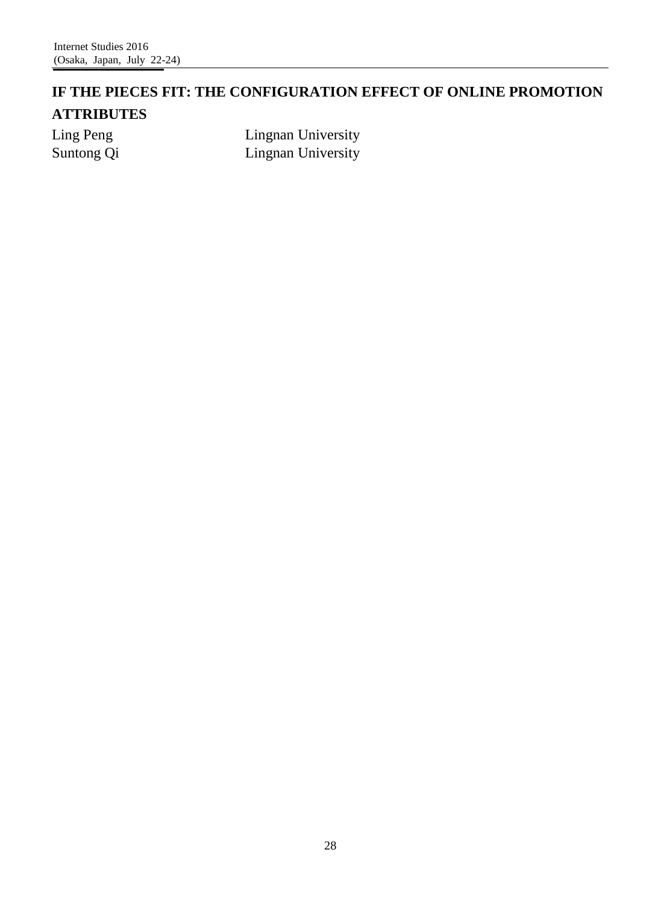# IF THE PIECES FIT: THE CONFIGURATION EFFECT OF ONLINE PROMOTION ATTRIBUTES

| | |
|---|---|
| Ling Peng | Lingnan University |
| Suntong Qi | Lingnan University |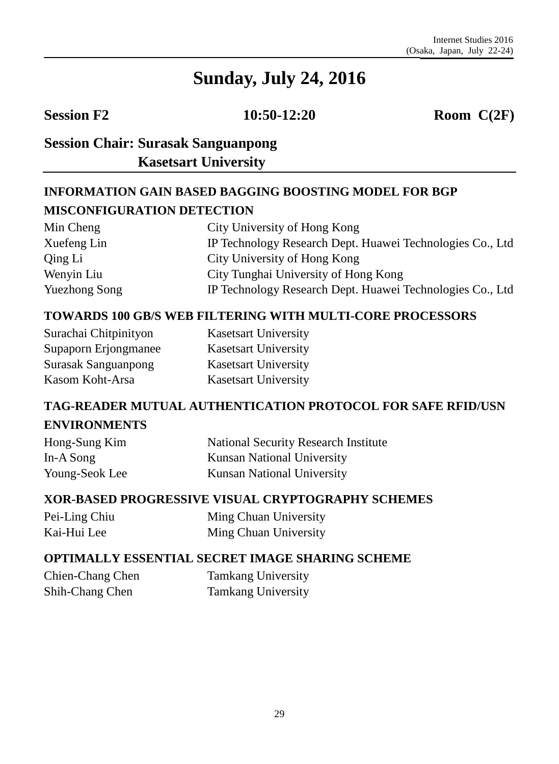# Sunday, July 24, 2016

**Session F2** **10:50-12:20** **Room C(2F)**

**Session Chair: Surasak Sanguanpong**
**Kasetsart University**

### INFORMATION GAIN BASED BAGGING BOOSTING MODEL FOR BGP MISCONFIGURATION DETECTION

| | |
|---|---|
| Min Cheng | City University of Hong Kong |
| Xuefeng Lin | IP Technology Research Dept. Huawei Technologies Co., Ltd |
| Qing Li | City University of Hong Kong |
| Wenyin Liu | City Tunghai University of Hong Kong |
| Yuezhong Song | IP Technology Research Dept. Huawei Technologies Co., Ltd |

### TOWARDS 100 GB/S WEB FILTERING WITH MULTI-CORE PROCESSORS

| | |
|---|---|
| Surachai Chitpinityon | Kasetsart University |
| Supaporn Erjongmanee | Kasetsart University |
| Surasak Sanguanpong | Kasetsart University |
| Kasom Koht-Arsa | Kasetsart University |

### TAG-READER MUTUAL AUTHENTICATION PROTOCOL FOR SAFE RFID/USN ENVIRONMENTS

| | |
|---|---|
| Hong-Sung Kim | National Security Research Institute |
| In-A Song | Kunsan National University |
| Young-Seok Lee | Kunsan National University |

### XOR-BASED PROGRESSIVE VISUAL CRYPTOGRAPHY SCHEMES

| | |
|---|---|
| Pei-Ling Chiu | Ming Chuan University |
| Kai-Hui Lee | Ming Chuan University |

### OPTIMALLY ESSENTIAL SECRET IMAGE SHARING SCHEME

| | |
|---|---|
| Chien-Chang Chen | Tamkang University |
| Shih-Chang Chen | Tamkang University |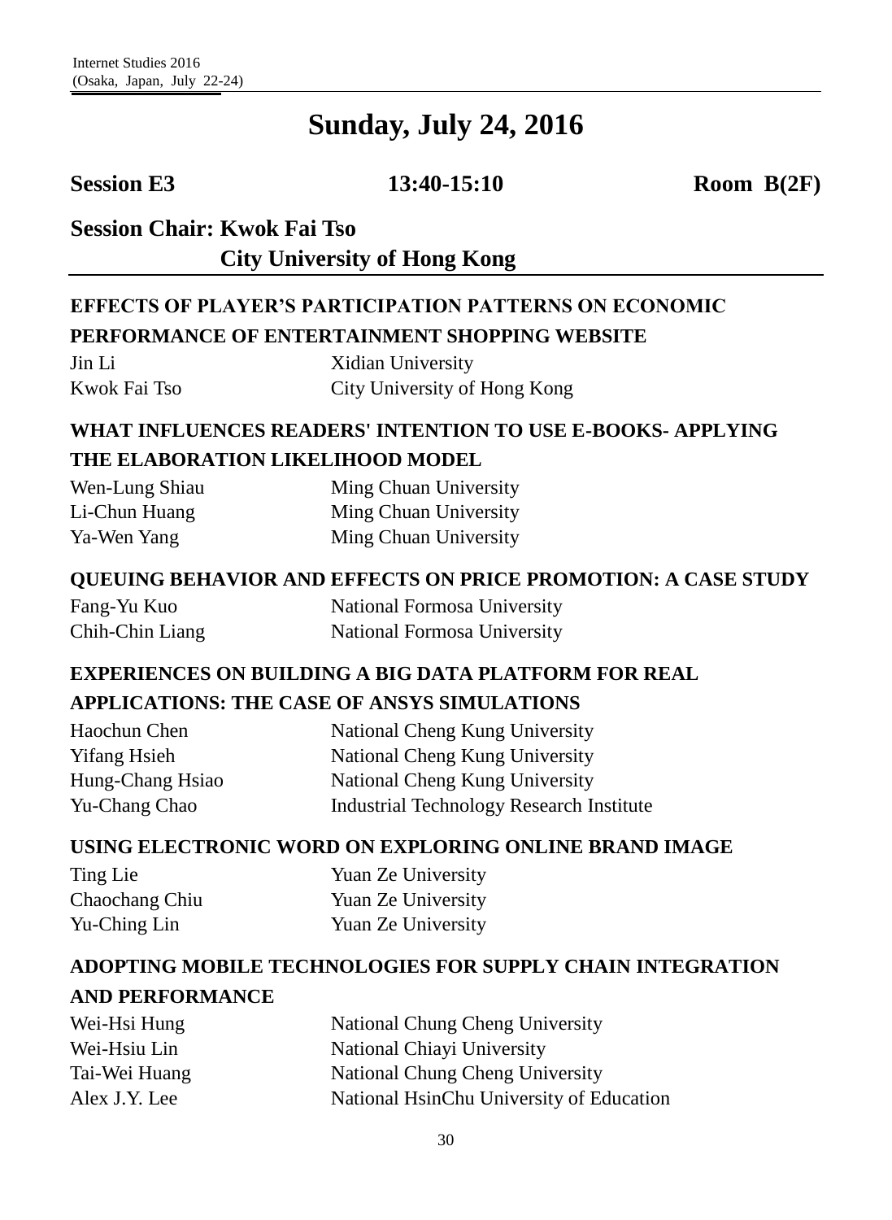# Sunday, July 24, 2016

**Session E3** **13:40-15:10** **Room B(2F)**

**Session Chair: Kwok Fai Tso**
**City University of Hong Kong**

---

### EFFECTS OF PLAYER'S PARTICIPATION PATTERNS ON ECONOMIC PERFORMANCE OF ENTERTAINMENT SHOPPING WEBSITE

| | |
|---|---|
| Jin Li | Xidian University |
| Kwok Fai Tso | City University of Hong Kong |

### WHAT INFLUENCES READERS' INTENTION TO USE E-BOOKS- APPLYING THE ELABORATION LIKELIHOOD MODEL

| | |
|---|---|
| Wen-Lung Shiau | Ming Chuan University |
| Li-Chun Huang | Ming Chuan University |
| Ya-Wen Yang | Ming Chuan University |

### QUEUING BEHAVIOR AND EFFECTS ON PRICE PROMOTION: A CASE STUDY

| | |
|---|---|
| Fang-Yu Kuo | National Formosa University |
| Chih-Chin Liang | National Formosa University |

### EXPERIENCES ON BUILDING A BIG DATA PLATFORM FOR REAL APPLICATIONS: THE CASE OF ANSYS SIMULATIONS

| | |
|---|---|
| Haochun Chen | National Cheng Kung University |
| Yifang Hsieh | National Cheng Kung University |
| Hung-Chang Hsiao | National Cheng Kung University |
| Yu-Chang Chao | Industrial Technology Research Institute |

### USING ELECTRONIC WORD ON EXPLORING ONLINE BRAND IMAGE

| | |
|---|---|
| Ting Lie | Yuan Ze University |
| Chaochang Chiu | Yuan Ze University |
| Yu-Ching Lin | Yuan Ze University |

### ADOPTING MOBILE TECHNOLOGIES FOR SUPPLY CHAIN INTEGRATION AND PERFORMANCE

| | |
|---|---|
| Wei-Hsi Hung | National Chung Cheng University |
| Wei-Hsiu Lin | National Chiayi University |
| Tai-Wei Huang | National Chung Cheng University |
| Alex J.Y. Lee | National HsinChu University of Education |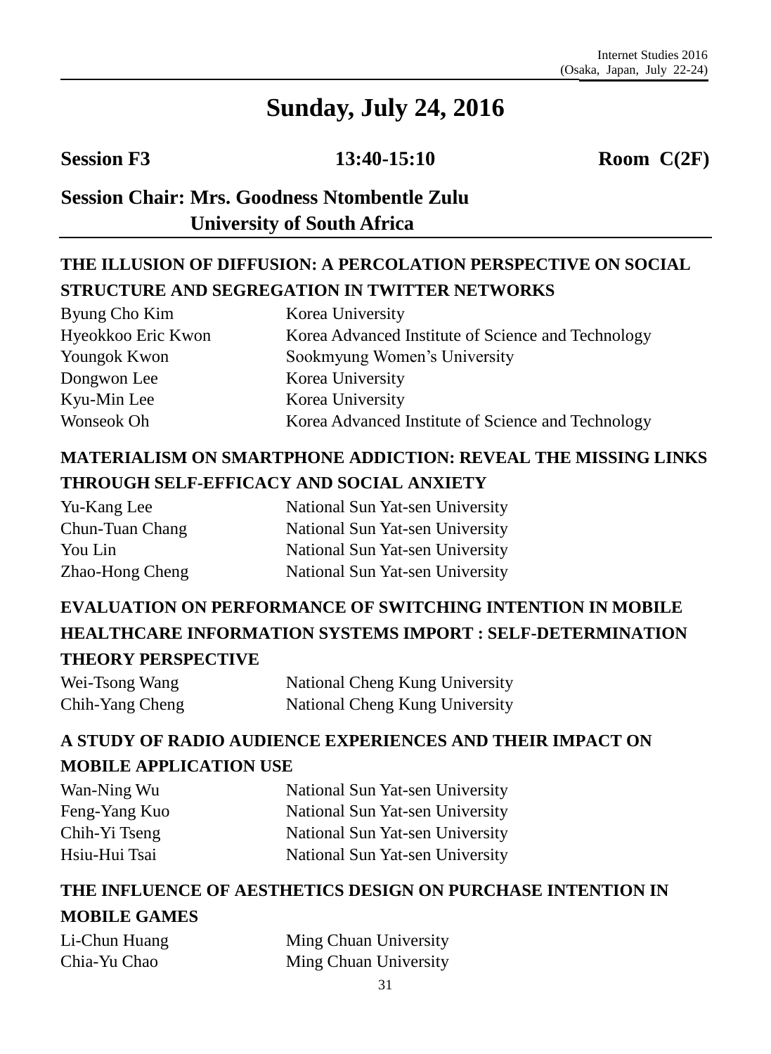# Sunday, July 24, 2016

**Session F3** **13:40-15:10** **Room C(2F)**

## Session Chair: Mrs. Goodness Ntombentle Zulu
## University of South Africa

### THE ILLUSION OF DIFFUSION: A PERCOLATION PERSPECTIVE ON SOCIAL STRUCTURE AND SEGREGATION IN TWITTER NETWORKS

| | |
|---|---|
| Byung Cho Kim | Korea University |
| Hyeokkoo Eric Kwon | Korea Advanced Institute of Science and Technology |
| Youngok Kwon | Sookmyung Women's University |
| Dongwon Lee | Korea University |
| Kyu-Min Lee | Korea University |
| Wonseok Oh | Korea Advanced Institute of Science and Technology |

### MATERIALISM ON SMARTPHONE ADDICTION: REVEAL THE MISSING LINKS THROUGH SELF-EFFICACY AND SOCIAL ANXIETY

| | |
|---|---|
| Yu-Kang Lee | National Sun Yat-sen University |
| Chun-Tuan Chang | National Sun Yat-sen University |
| You Lin | National Sun Yat-sen University |
| Zhao-Hong Cheng | National Sun Yat-sen University |

### EVALUATION ON PERFORMANCE OF SWITCHING INTENTION IN MOBILE HEALTHCARE INFORMATION SYSTEMS IMPORT : SELF-DETERMINATION THEORY PERSPECTIVE

| | |
|---|---|
| Wei-Tsong Wang | National Cheng Kung University |
| Chih-Yang Cheng | National Cheng Kung University |

### A STUDY OF RADIO AUDIENCE EXPERIENCES AND THEIR IMPACT ON MOBILE APPLICATION USE

| | |
|---|---|
| Wan-Ning Wu | National Sun Yat-sen University |
| Feng-Yang Kuo | National Sun Yat-sen University |
| Chih-Yi Tseng | National Sun Yat-sen University |
| Hsiu-Hui Tsai | National Sun Yat-sen University |

### THE INFLUENCE OF AESTHETICS DESIGN ON PURCHASE INTENTION IN MOBILE GAMES

| | |
|---|---|
| Li-Chun Huang | Ming Chuan University |
| Chia-Yu Chao | Ming Chuan University |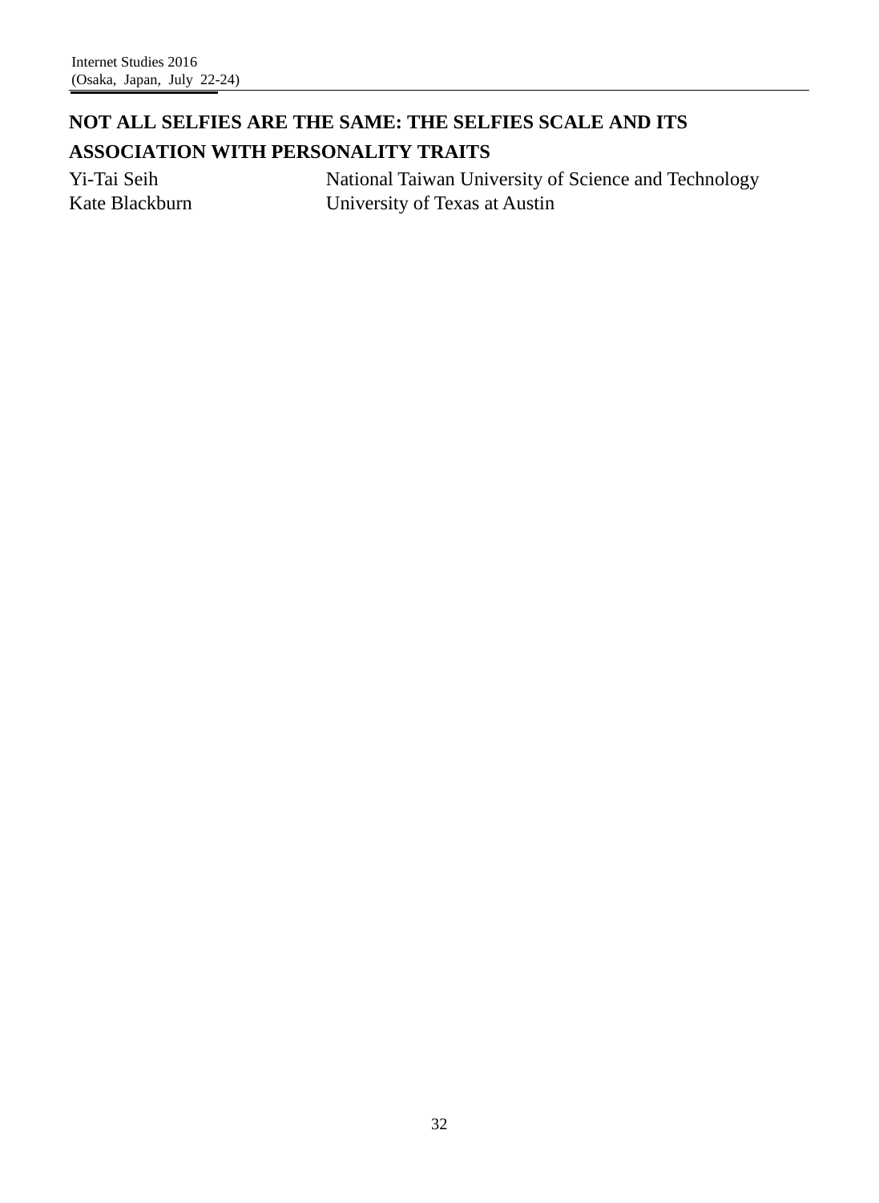# NOT ALL SELFIES ARE THE SAME: THE SELFIES SCALE AND ITS ASSOCIATION WITH PERSONALITY TRAITS

Yi-Tai Seih — National Taiwan University of Science and Technology

Kate Blackburn — University of Texas at Austin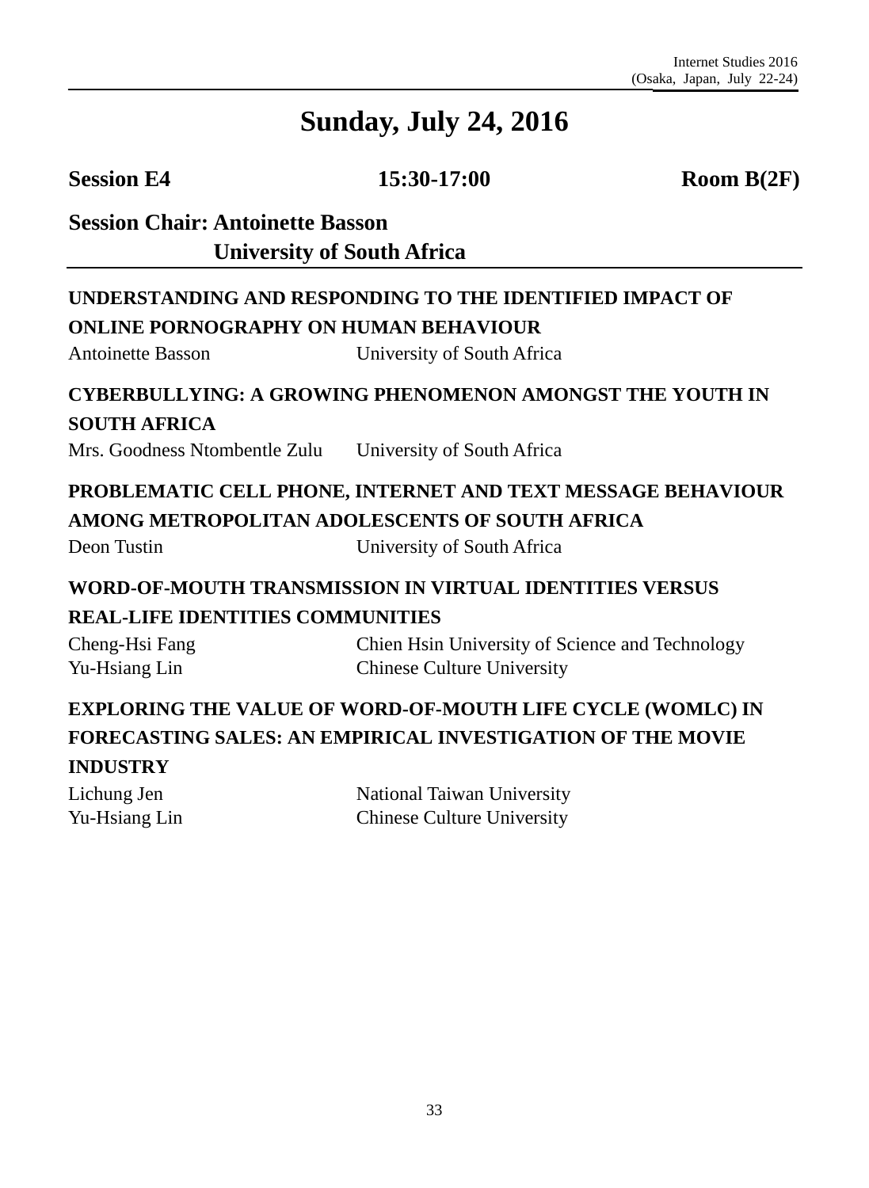# Sunday, July 24, 2016

**Session E4** 15:30-17:00 **Room B(2F)**

**Session Chair: Antoinette Basson**
**University of South Africa**

**UNDERSTANDING AND RESPONDING TO THE IDENTIFIED IMPACT OF ONLINE PORNOGRAPHY ON HUMAN BEHAVIOUR**

Antoinette Basson — University of South Africa

**CYBERBULLYING: A GROWING PHENOMENON AMONGST THE YOUTH IN SOUTH AFRICA**

Mrs. Goodness Ntombentle Zulu — University of South Africa

**PROBLEMATIC CELL PHONE, INTERNET AND TEXT MESSAGE BEHAVIOUR AMONG METROPOLITAN ADOLESCENTS OF SOUTH AFRICA**

Deon Tustin — University of South Africa

**WORD-OF-MOUTH TRANSMISSION IN VIRTUAL IDENTITIES VERSUS REAL-LIFE IDENTITIES COMMUNITIES**

Cheng-Hsi Fang — Chien Hsin University of Science and Technology
Yu-Hsiang Lin — Chinese Culture University

**EXPLORING THE VALUE OF WORD-OF-MOUTH LIFE CYCLE (WOMLC) IN FORECASTING SALES: AN EMPIRICAL INVESTIGATION OF THE MOVIE INDUSTRY**

Lichung Jen — National Taiwan University
Yu-Hsiang Lin — Chinese Culture University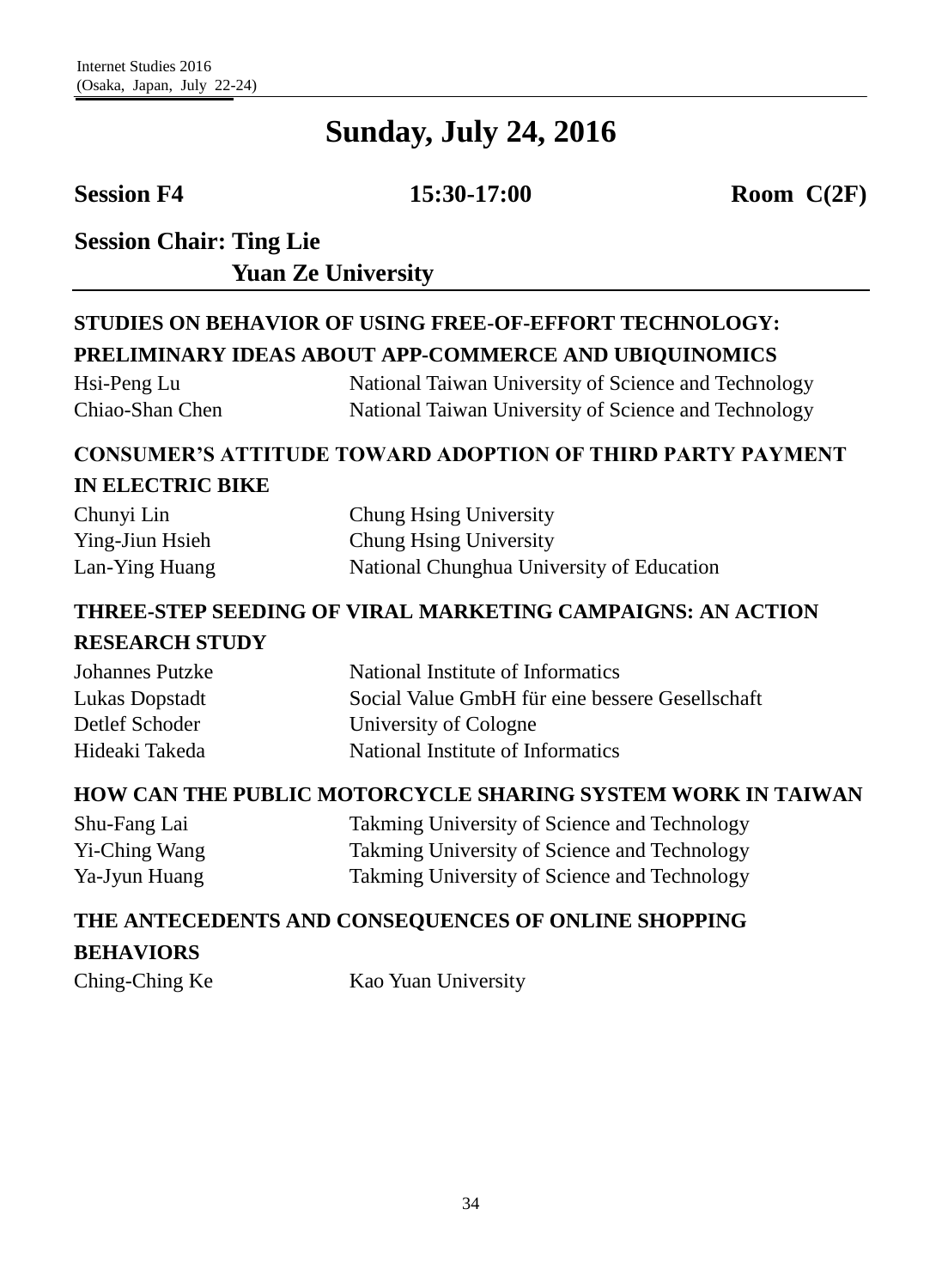# Sunday, July 24, 2016

**Session F4** **15:30-17:00** **Room C(2F)**

**Session Chair: Ting Lie**
**Yuan Ze University**

---

### STUDIES ON BEHAVIOR OF USING FREE-OF-EFFORT TECHNOLOGY: PRELIMINARY IDEAS ABOUT APP-COMMERCE AND UBIQUINOMICS

| | |
|---|---|
| Hsi-Peng Lu | National Taiwan University of Science and Technology |
| Chiao-Shan Chen | National Taiwan University of Science and Technology |

### CONSUMER'S ATTITUDE TOWARD ADOPTION OF THIRD PARTY PAYMENT IN ELECTRIC BIKE

| | |
|---|---|
| Chunyi Lin | Chung Hsing University |
| Ying-Jiun Hsieh | Chung Hsing University |
| Lan-Ying Huang | National Chunghua University of Education |

### THREE-STEP SEEDING OF VIRAL MARKETING CAMPAIGNS: AN ACTION RESEARCH STUDY

| | |
|---|---|
| Johannes Putzke | National Institute of Informatics |
| Lukas Dopstadt | Social Value GmbH für eine bessere Gesellschaft |
| Detlef Schoder | University of Cologne |
| Hideaki Takeda | National Institute of Informatics |

### HOW CAN THE PUBLIC MOTORCYCLE SHARING SYSTEM WORK IN TAIWAN

| | |
|---|---|
| Shu-Fang Lai | Takming University of Science and Technology |
| Yi-Ching Wang | Takming University of Science and Technology |
| Ya-Jyun Huang | Takming University of Science and Technology |

### THE ANTECEDENTS AND CONSEQUENCES OF ONLINE SHOPPING BEHAVIORS

| | |
|---|---|
| Ching-Ching Ke | Kao Yuan University |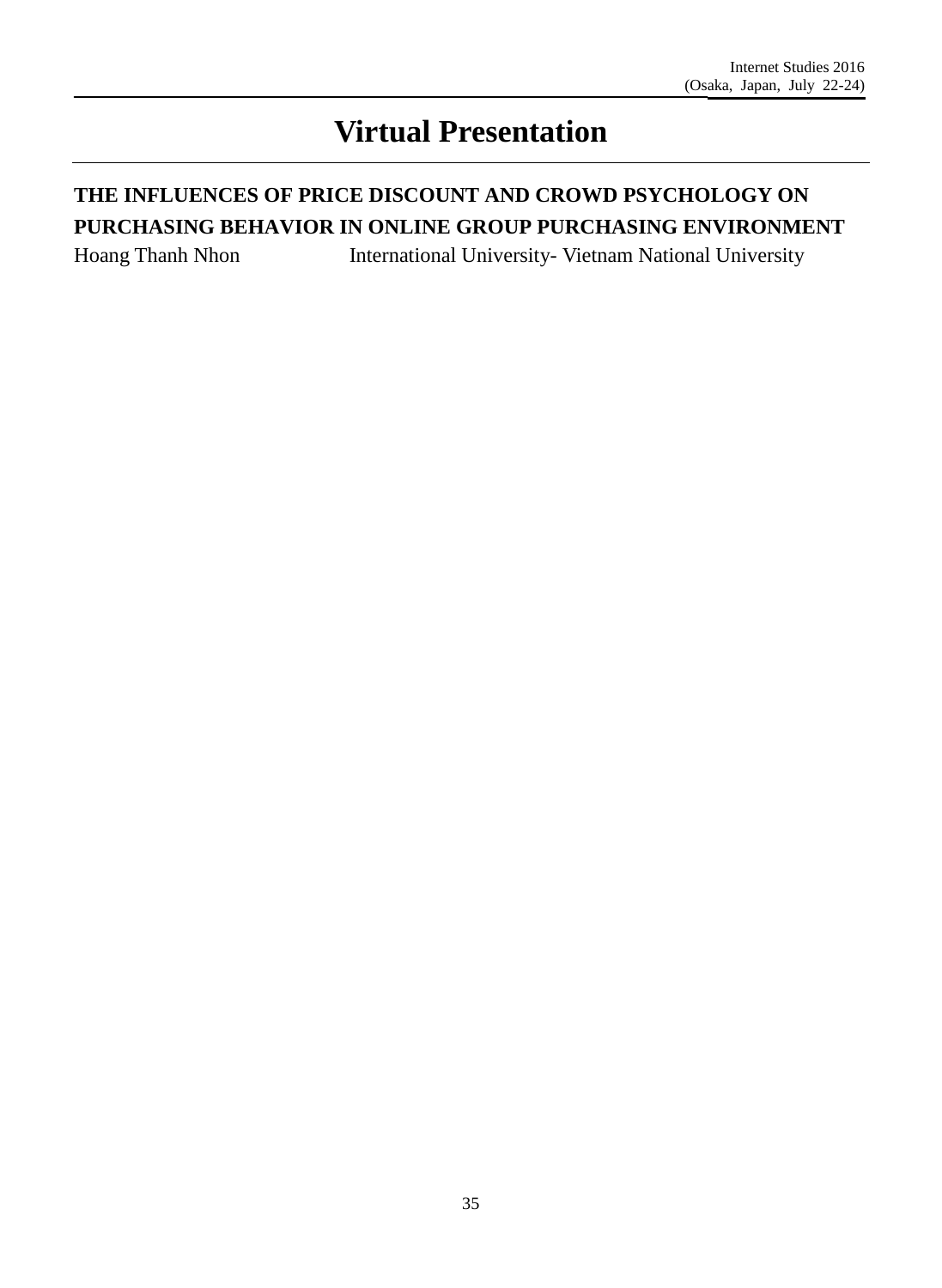# Virtual Presentation

**THE INFLUENCES OF PRICE DISCOUNT AND CROWD PSYCHOLOGY ON PURCHASING BEHAVIOR IN ONLINE GROUP PURCHASING ENVIRONMENT**

Hoang Thanh Nhon International University- Vietnam National University